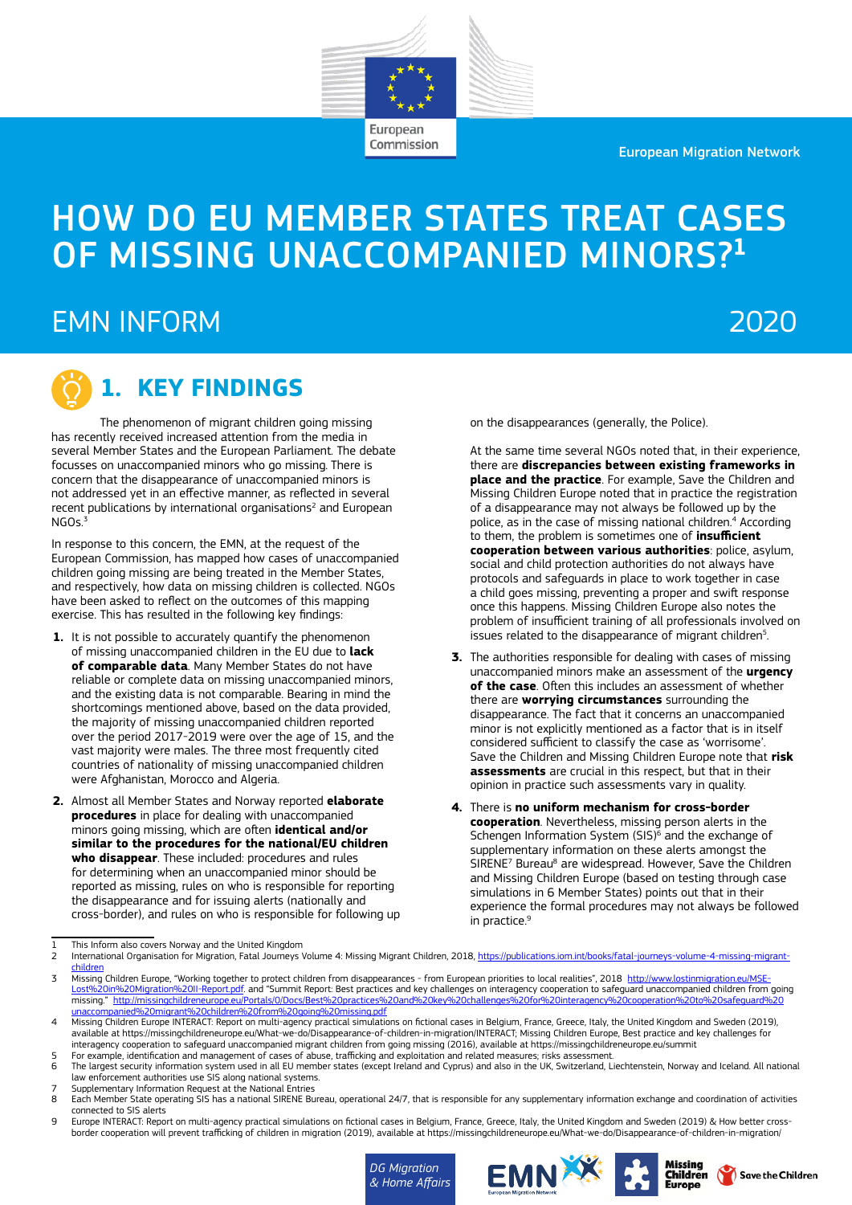European Migration Network

# HOW DO EU MEMBER STATES TREAT CASES OF MISSING UNACCOMPANIED MINORS?[1]

## EMN INFORM 2020

## 1. KEY FINDINGS

The phenomenon of migrant children going missing has recently received increased attention from the media in several Member States and the European Parliament. The debate focusses on unaccompanied minors who go missing. There is concern that the disappearance of unaccompanied minors is not addressed yet in an effective manner, as reflected in several recent publications by international organisations[2] and European NGOs.[3]

In response to this concern, the EMN, at the request of the European Commission, has mapped how cases of unaccompanied children going missing are being treated in the Member States, and respectively, how data on missing children is collected. NGOs have been asked to reflect on the outcomes of this mapping exercise. This has resulted in the following key findings:

1. It is not possible to accurately quantify the phenomenon of missing unaccompanied children in the EU due to **lack of comparable data**. Many Member States do not have reliable or complete data on missing unaccompanied minors, and the existing data is not comparable. Bearing in mind the shortcomings mentioned above, based on the data provided, the majority of missing unaccompanied children reported over the period 2017-2019 were over the age of 15, and the vast majority were males. The three most frequently cited countries of nationality of missing unaccompanied children were Afghanistan, Morocco and Algeria.

2. Almost all Member States and Norway reported **elaborate procedures** in place for dealing with unaccompanied minors going missing, which are often **identical and/or similar to the procedures for the national/EU children who disappear**. These included: procedures and rules for determining when an unaccompanied minor should be reported as missing, rules on who is responsible for reporting the disappearance and for issuing alerts (nationally and cross-border), and rules on who is responsible for following up on the disappearances (generally, the Police).

   At the same time several NGOs noted that, in their experience, there are **discrepancies between existing frameworks in place and the practice**. For example, Save the Children and Missing Children Europe noted that in practice the registration of a disappearance may not always be followed up by the police, as in the case of missing national children.[4] According to them, the problem is sometimes one of **insufficient cooperation between various authorities**: police, asylum, social and child protection authorities do not always have protocols and safeguards in place to work together in case a child goes missing, preventing a proper and swift response once this happens. Missing Children Europe also notes the problem of insufficient training of all professionals involved on issues related to the disappearance of migrant children[5].

3. The authorities responsible for dealing with cases of missing unaccompanied minors make an assessment of the **urgency of the case**. Often this includes an assessment of whether there are **worrying circumstances** surrounding the disappearance. The fact that it concerns an unaccompanied minor is not explicitly mentioned as a factor that is in itself considered sufficient to classify the case as 'worrisome'. Save the Children and Missing Children Europe note that **risk assessments** are crucial in this respect, but that in their opinion in practice such assessments vary in quality.

4. There is **no uniform mechanism for cross-border cooperation**. Nevertheless, missing person alerts in the Schengen Information System (SIS)[6] and the exchange of supplementary information on these alerts amongst the SIRENE[7] Bureau[8] are widespread. However, Save the Children and Missing Children Europe (based on testing through case simulations in 6 Member States) points out that in their experience the formal procedures may not always be followed in practice.[9]

---

1 This Inform also covers Norway and the United Kingdom

2 International Organisation for Migration, Fatal Journeys Volume 4: Missing Migrant Children, 2018, https://publications.iom.int/books/fatal-journeys-volume-4-missing-migrant-children

3 Missing Children Europe, "Working together to protect children from disappearances - from European priorities to local realities", 2018 http://www.lostinmigration.eu/MSE-Lost%20in%20Migration%20II-Report.pdf, and "Summit Report: Best practices and key challenges on interagency cooperation to safeguard unaccompanied children from going missing." http://missingchildreneurope.eu/Portals/0/Docs/Best%20practices%20and%20key%20challenges%20for%20interagency%20cooperation%20to%20safeguard%20unaccompanied%20migrant%20children%20from%20going%20missing.pdf

4 Missing Children Europe INTERACT: Report on multi-agency practical simulations on fictional cases in Belgium, France, Greece, Italy, the United Kingdom and Sweden (2019), available at https://missingchildreneurope.eu/What-we-do/Disappearance-of-children-in-migration/INTERACT; Missing Children Europe, Best practice and key challenges for interagency cooperation to safeguard unaccompanied migrant children from going missing (2016), available at https://missingchildreneurope.eu/summit

5 For example, identification and management of cases of abuse, trafficking and exploitation and related measures; risks assessment.

6 The largest security information system used in all EU member states (except Ireland and Cyprus) and also in the UK, Switzerland, Liechtenstein, Norway and Iceland. All national law enforcement authorities use SIS along national systems.

7 Supplementary Information Request at the National Entries

8 Each Member State operating SIS has a national SIRENE Bureau, operational 24/7, that is responsible for any supplementary information exchange and coordination of activities connected to SIS alerts

9 Europe INTERACT: Report on multi-agency practical simulations on fictional cases in Belgium, France, Greece, Italy, the United Kingdom and Sweden (2019) & How better cross-border cooperation will prevent trafficking of children in migration (2019), available at https://missingchildreneurope.eu/What-we-do/Disappearance-of-children-in-migration/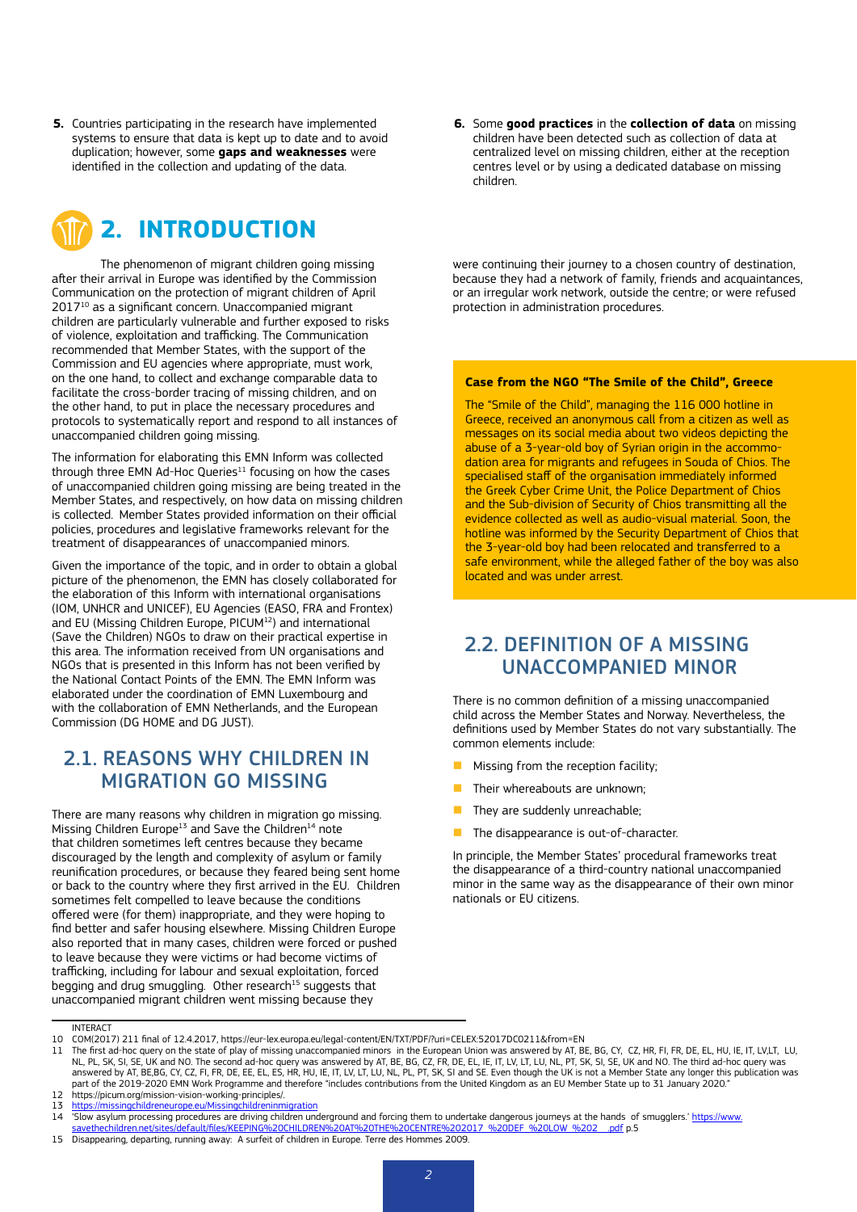5. Countries participating in the research have implemented systems to ensure that data is kept up to date and to avoid duplication; however, some **gaps and weaknesses** were identified in the collection and updating of the data.

6. Some **good practices** in the **collection of data** on missing children have been detected such as collection of data at centralized level on missing children, either at the reception centres level or by using a dedicated database on missing children.

# 2. INTRODUCTION

The phenomenon of migrant children going missing after their arrival in Europe was identified by the Commission Communication on the protection of migrant children of April 2017[10] as a significant concern. Unaccompanied migrant children are particularly vulnerable and further exposed to risks of violence, exploitation and trafficking. The Communication recommended that Member States, with the support of the Commission and EU agencies where appropriate, must work, on the one hand, to collect and exchange comparable data to facilitate the cross-border tracing of missing children, and on the other hand, to put in place the necessary procedures and protocols to systematically report and respond to all instances of unaccompanied children going missing.

The information for elaborating this EMN Inform was collected through three EMN Ad-Hoc Queries[11] focusing on how the cases of unaccompanied children going missing are being treated in the Member States, and respectively, on how data on missing children is collected. Member States provided information on their official policies, procedures and legislative frameworks relevant for the treatment of disappearances of unaccompanied minors.

Given the importance of the topic, and in order to obtain a global picture of the phenomenon, the EMN has closely collaborated for the elaboration of this Inform with international organisations (IOM, UNHCR and UNICEF), EU Agencies (EASO, FRA and Frontex) and EU (Missing Children Europe, PICUM[12]) and international (Save the Children) NGOs to draw on their practical expertise in this area. The information received from UN organisations and NGOs that is presented in this Inform has not been verified by the National Contact Points of the EMN. The EMN Inform was elaborated under the coordination of EMN Luxembourg and with the collaboration of EMN Netherlands, and the European Commission (DG HOME and DG JUST).

## 2.1. REASONS WHY CHILDREN IN MIGRATION GO MISSING

There are many reasons why children in migration go missing. Missing Children Europe[13] and Save the Children[14] note that children sometimes left centres because they became discouraged by the length and complexity of asylum or family reunification procedures, or because they feared being sent home or back to the country where they first arrived in the EU. Children sometimes felt compelled to leave because the conditions offered were (for them) inappropriate, and they were hoping to find better and safer housing elsewhere. Missing Children Europe also reported that in many cases, children were forced or pushed to leave because they were victims or had become victims of trafficking, including for labour and sexual exploitation, forced begging and drug smuggling. Other research[15] suggests that unaccompanied migrant children went missing because they were continuing their journey to a chosen country of destination, because they had a network of family, friends and acquaintances, or an irregular work network, outside the centre; or were refused protection in administration procedures.

**Case from the NGO "The Smile of the Child", Greece**

The "Smile of the Child", managing the 116 000 hotline in Greece, received an anonymous call from a citizen as well as messages on its social media about two videos depicting the abuse of a 3-year-old boy of Syrian origin in the accommodation area for migrants and refugees in Souda of Chios. The specialised staff of the organisation immediately informed the Greek Cyber Crime Unit, the Police Department of Chios and the Sub-division of Security of Chios transmitting all the evidence collected as well as audio-visual material. Soon, the hotline was informed by the Security Department of Chios that the 3-year-old boy had been relocated and transferred to a safe environment, while the alleged father of the boy was also located and was under arrest.

## 2.2. DEFINITION OF A MISSING UNACCOMPANIED MINOR

There is no common definition of a missing unaccompanied child across the Member States and Norway. Nevertheless, the definitions used by Member States do not vary substantially. The common elements include:

- Missing from the reception facility;
- Their whereabouts are unknown;
- They are suddenly unreachable;
- The disappearance is out-of-character.

In principle, the Member States' procedural frameworks treat the disappearance of a third-country national unaccompanied minor in the same way as the disappearance of their own minor nationals or EU citizens.

---

INTERACT

10 COM(2017) 211 final of 12.4.2017, https://eur-lex.europa.eu/legal-content/EN/TXT/PDF/?uri=CELEX:52017DC0211&from=EN

11 The first ad-hoc query on the state of play of missing unaccompanied minors in the European Union was answered by AT, BE, BG, CY, CZ, HR, FI, FR, DE, EL, HU, IE, IT, LV,LT, LU, NL, PL, SK, SI, SE, UK and NO. The second ad-hoc query was answered by AT, BE, BG, CZ, FR, DE, EL, IE, IT, LV, LT, LU, NL, PT, SK, SI, SE, UK and NO. The third ad-hoc query was answered by AT, BE,BG, CY, CZ, FI, FR, DE, EE, EL, ES, HR, HU, IE, IT, LV, LT, LU, NL, PL, PT, SK, SI and SE. Even though the UK is not a Member State any longer this publication was part of the 2019-2020 EMN Work Programme and therefore "includes contributions from the United Kingdom as an EU Member State up to 31 January 2020."

12 https://picum.org/mission-vision-working-principles/.

13 https://missingchildreneurope.eu/Missingchildreninmigration

14 'Slow asylum processing procedures are driving children underground and forcing them to undertake dangerous journeys at the hands of smugglers.' https://www.savethechildren.net/sites/default/files/KEEPING%20CHILDREN%20AT%20THE%20CENTRE%202017_%20DEF_%20LOW_%202__.pdf p.5

15 Disappearing, departing, running away: A surfeit of children in Europe. Terre des Hommes 2009.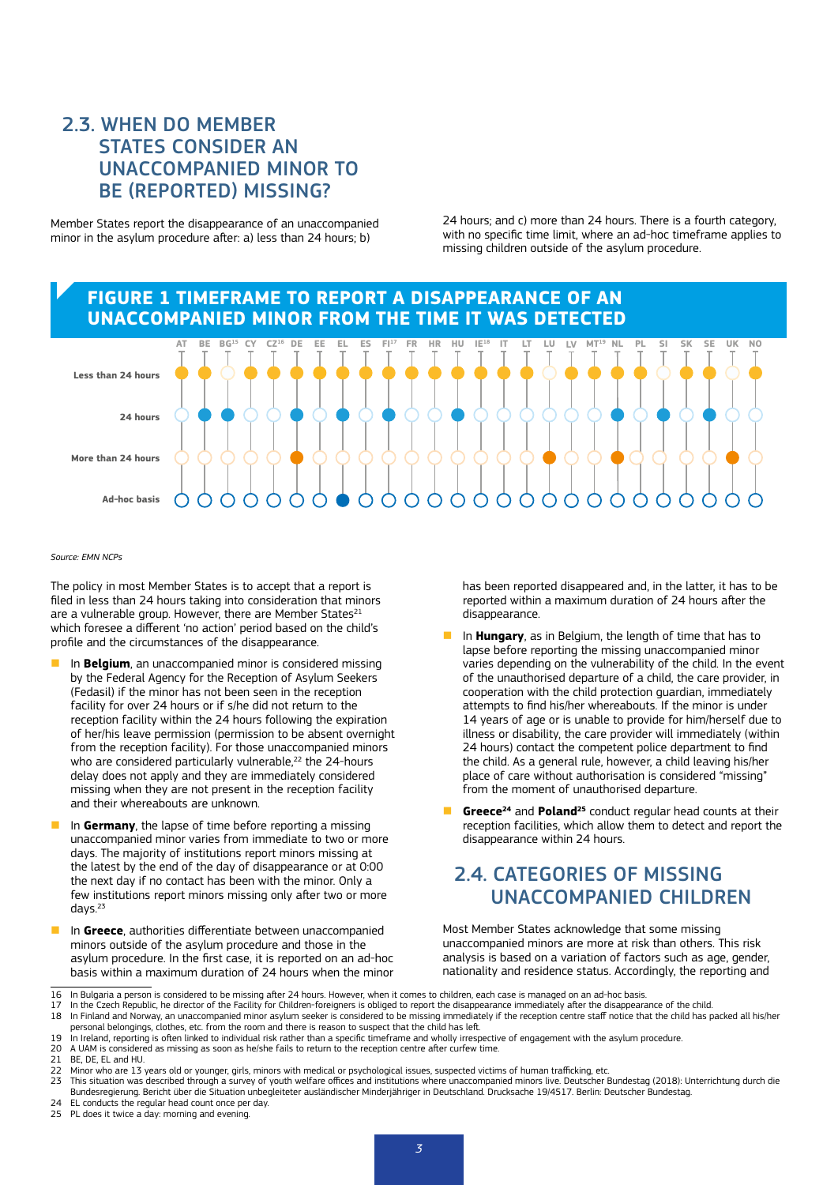## 2.3. WHEN DO MEMBER STATES CONSIDER AN UNACCOMPANIED MINOR TO BE (REPORTED) MISSING?

Member States report the disappearance of an unaccompanied minor in the asylum procedure after: a) less than 24 hours; b) 24 hours; and c) more than 24 hours. There is a fourth category, with no specific time limit, where an ad-hoc timeframe applies to missing children outside of the asylum procedure.

### FIGURE 1 TIMEFRAME TO REPORT A DISAPPEARANCE OF AN UNACCOMPANIED MINOR FROM THE TIME IT WAS DETECTED

| | AT | BE | BG[15] | CY | CZ[16] | DE | EE | EL | ES | FI[17] | FR | HR | HU | IE[18] | IT | LT | LU | LV | MT[19] | NL | PL | SI | SK | SE | UK | NO |
|---|---|---|---|---|---|---|---|---|---|---|---|---|---|---|---|---|---|---|---|---|---|---|---|---|---|---|
| Less than 24 hours | ● | ● | | ● | ● | ● | ● | ● | ● | ● | ● | ● | ● | ● | ● | ● | | ● | ● | ● | ● | | ● | ● | | ● |
| 24 hours | | ● | ● | | | ● | | ● | | ● | | | ● | | | | | | | ● | | ● | | ● | | |
| More than 24 hours | | | | | | ● | | | | | | | | | | | ● | | | ● | | | | | ● | |
| Ad-hoc basis | | | | | | | | ● | | | | | | | | | | | | | | | | | | |

*Source: EMN NCPs*

The policy in most Member States is to accept that a report is filed in less than 24 hours taking into consideration that minors are a vulnerable group. However, there are Member States[21] which foresee a different 'no action' period based on the child's profile and the circumstances of the disappearance.

- In **Belgium**, an unaccompanied minor is considered missing by the Federal Agency for the Reception of Asylum Seekers (Fedasil) if the minor has not been seen in the reception facility for over 24 hours or if s/he did not return to the reception facility within the 24 hours following the expiration of her/his leave permission (permission to be absent overnight from the reception facility). For those unaccompanied minors who are considered particularly vulnerable,[22] the 24-hours delay does not apply and they are immediately considered missing when they are not present in the reception facility and their whereabouts are unknown.
- In **Germany**, the lapse of time before reporting a missing unaccompanied minor varies from immediate to two or more days. The majority of institutions report minors missing at the latest by the end of the day of disappearance or at 0:00 the next day if no contact has been with the minor. Only a few institutions report minors missing only after two or more days.[23]
- In **Greece**, authorities differentiate between unaccompanied minors outside of the asylum procedure and those in the asylum procedure. In the first case, it is reported on an ad-hoc basis within a maximum duration of 24 hours when the minor has been reported disappeared and, in the latter, it has to be reported within a maximum duration of 24 hours after the disappearance.
- In **Hungary**, as in Belgium, the length of time that has to lapse before reporting the missing unaccompanied minor varies depending on the vulnerability of the child. In the event of the unauthorised departure of a child, the care provider, in cooperation with the child protection guardian, immediately attempts to find his/her whereabouts. If the minor is under 14 years of age or is unable to provide for him/herself due to illness or disability, the care provider will immediately (within 24 hours) contact the competent police department to find the child. As a general rule, however, a child leaving his/her place of care without authorisation is considered "missing" from the moment of unauthorised departure.
- **Greece**[24] and **Poland**[25] conduct regular head counts at their reception facilities, which allow them to detect and report the disappearance within 24 hours.

## 2.4. CATEGORIES OF MISSING UNACCOMPANIED CHILDREN

Most Member States acknowledge that some missing unaccompanied minors are more at risk than others. This risk analysis is based on a variation of factors such as age, gender, nationality and residence status. Accordingly, the reporting and

---

16 In Bulgaria a person is considered to be missing after 24 hours. However, when it comes to children, each case is managed on an ad-hoc basis.
17 In the Czech Republic, he director of the Facility for Children-foreigners is obliged to report the disappearance immediately after the disappearance of the child.
18 In Finland and Norway, an unaccompanied minor asylum seeker is considered to be missing immediately if the reception centre staff notice that the child has packed all his/her personal belongings, clothes, etc. from the room and there is reason to suspect that the child has left.
19 In Ireland, reporting is often linked to individual risk rather than a specific timeframe and wholly irrespective of engagement with the asylum procedure.
20 A UAM is considered as missing as soon as he/she fails to return to the reception centre after curfew time.
21 BE, DE, EL and HU.
22 Minor who are 13 years old or younger, girls, minors with medical or psychological issues, suspected victims of human trafficking, etc.
23 This situation was described through a survey of youth welfare offices and institutions where unaccompanied minors live. Deutscher Bundestag (2018): Unterrichtung durch die Bundesregierung. Bericht über die Situation unbegleiteter ausländischer Minderjähriger in Deutschland. Drucksache 19/4517. Berlin: Deutscher Bundestag.
24 EL conducts the regular head count once per day.
25 PL does it twice a day: morning and evening.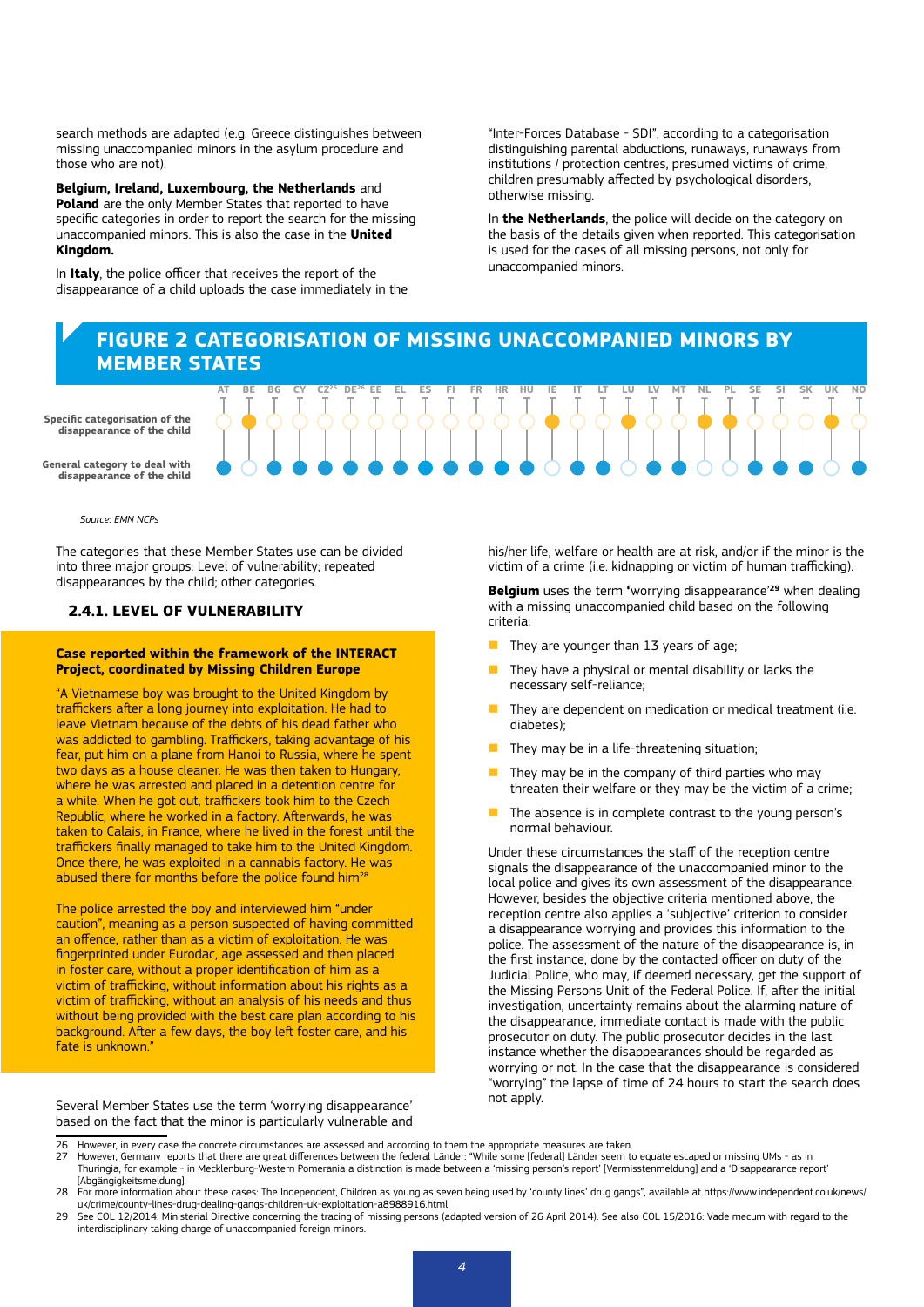search methods are adapted (e.g. Greece distinguishes between missing unaccompanied minors in the asylum procedure and those who are not).

**Belgium, Ireland, Luxembourg, the Netherlands** and **Poland** are the only Member States that reported to have specific categories in order to report the search for the missing unaccompanied minors. This is also the case in the **United Kingdom.**

In **Italy**, the police officer that receives the report of the disappearance of a child uploads the case immediately in the "Inter-Forces Database - SDI", according to a categorisation distinguishing parental abductions, runaways, runaways from institutions / protection centres, presumed victims of crime, children presumably affected by psychological disorders, otherwise missing.

In **the Netherlands**, the police will decide on the category on the basis of the details given when reported. This categorisation is used for the cases of all missing persons, not only for unaccompanied minors.

## FIGURE 2 CATEGORISATION OF MISSING UNACCOMPANIED MINORS BY MEMBER STATES

| | AT | BE | BG | CY | CZ[25] | DE[26] | EE | EL | ES | FI | FR | HR | HU | IE | IT | LT | LU | LV | MT | NL | PL | SE | SI | SK | UK | NO |
|---|---|---|---|---|---|---|---|---|---|---|---|---|---|---|---|---|---|---|---|---|---|---|---|---|---|---|
| Specific categorisation of the disappearance of the child | ○ | ● | ○ | ○ | ○ | ○ | ○ | ○ | ○ | ○ | ○ | ○ | ○ | ● | ○ | ○ | ● | ○ | ○ | ● | ● | ○ | ○ | ○ | ● | ○ |
| General category to deal with disappearance of the child | ● | ○ | ● | ● | ● | ● | ● | ● | ● | ● | ● | ● | ● | ○ | ● | ● | ○ | ● | ● | ○ | ○ | ● | ● | ● | ○ | ● |

*Source: EMN NCPs*

The categories that these Member States use can be divided into three major groups: Level of vulnerability; repeated disappearances by the child; other categories.

### 2.4.1. LEVEL OF VULNERABILITY

**Case reported within the framework of the INTERACT Project, coordinated by Missing Children Europe**

"A Vietnamese boy was brought to the United Kingdom by traffickers after a long journey into exploitation. He had to leave Vietnam because of the debts of his dead father who was addicted to gambling. Traffickers, taking advantage of his fear, put him on a plane from Hanoi to Russia, where he spent two days as a house cleaner. He was then taken to Hungary, where he was arrested and placed in a detention centre for a while. When he got out, traffickers took him to the Czech Republic, where he worked in a factory. Afterwards, he was taken to Calais, in France, where he lived in the forest until the traffickers finally managed to take him to the United Kingdom. Once there, he was exploited in a cannabis factory. He was abused there for months before the police found him[28]

The police arrested the boy and interviewed him "under caution", meaning as a person suspected of having committed an offence, rather than as a victim of exploitation. He was fingerprinted under Eurodac, age assessed and then placed in foster care, without a proper identification of him as a victim of trafficking, without information about his rights as a victim of trafficking, without an analysis of his needs and thus without being provided with the best care plan according to his background. After a few days, the boy left foster care, and his fate is unknown."

Several Member States use the term 'worrying disappearance' based on the fact that the minor is particularly vulnerable and his/her life, welfare or health are at risk, and/or if the minor is the victim of a crime (i.e. kidnapping or victim of human trafficking).

**Belgium** uses the term **'**worrying disappearance'[29] when dealing with a missing unaccompanied child based on the following criteria:

- They are younger than 13 years of age;
- They have a physical or mental disability or lacks the necessary self-reliance;
- They are dependent on medication or medical treatment (i.e. diabetes);
- They may be in a life-threatening situation;
- They may be in the company of third parties who may threaten their welfare or they may be the victim of a crime;
- The absence is in complete contrast to the young person's normal behaviour.

Under these circumstances the staff of the reception centre signals the disappearance of the unaccompanied minor to the local police and gives its own assessment of the disappearance. However, besides the objective criteria mentioned above, the reception centre also applies a 'subjective' criterion to consider a disappearance worrying and provides this information to the police. The assessment of the nature of the disappearance is, in the first instance, done by the contacted officer on duty of the Judicial Police, who may, if deemed necessary, get the support of the Missing Persons Unit of the Federal Police. If, after the initial investigation, uncertainty remains about the alarming nature of the disappearance, immediate contact is made with the public prosecutor on duty. The public prosecutor decides in the last instance whether the disappearances should be regarded as worrying or not. In the case that the disappearance is considered "worrying" the lapse of time of 24 hours to start the search does not apply.

26 However, in every case the concrete circumstances are assessed and according to them the appropriate measures are taken.

27 However, Germany reports that there are great differences between the federal Länder: "While some [federal] Länder seem to equate escaped or missing UMs - as in Thuringia, for example - in Mecklenburg-Western Pomerania a distinction is made between a 'missing person's report' [Vermisstenmeldung] and a 'Disappearance report' [Abgängigkeitsmeldung].

28 For more information about these cases: The Independent, Children as young as seven being used by 'county lines' drug gangs", available at https://www.independent.co.uk/news/uk/crime/county-lines-drug-dealing-gangs-children-uk-exploitation-a8988916.html

29 See COL 12/2014: Ministerial Directive concerning the tracing of missing persons (adapted version of 26 April 2014). See also COL 15/2016: Vade mecum with regard to the interdisciplinary taking charge of unaccompanied foreign minors.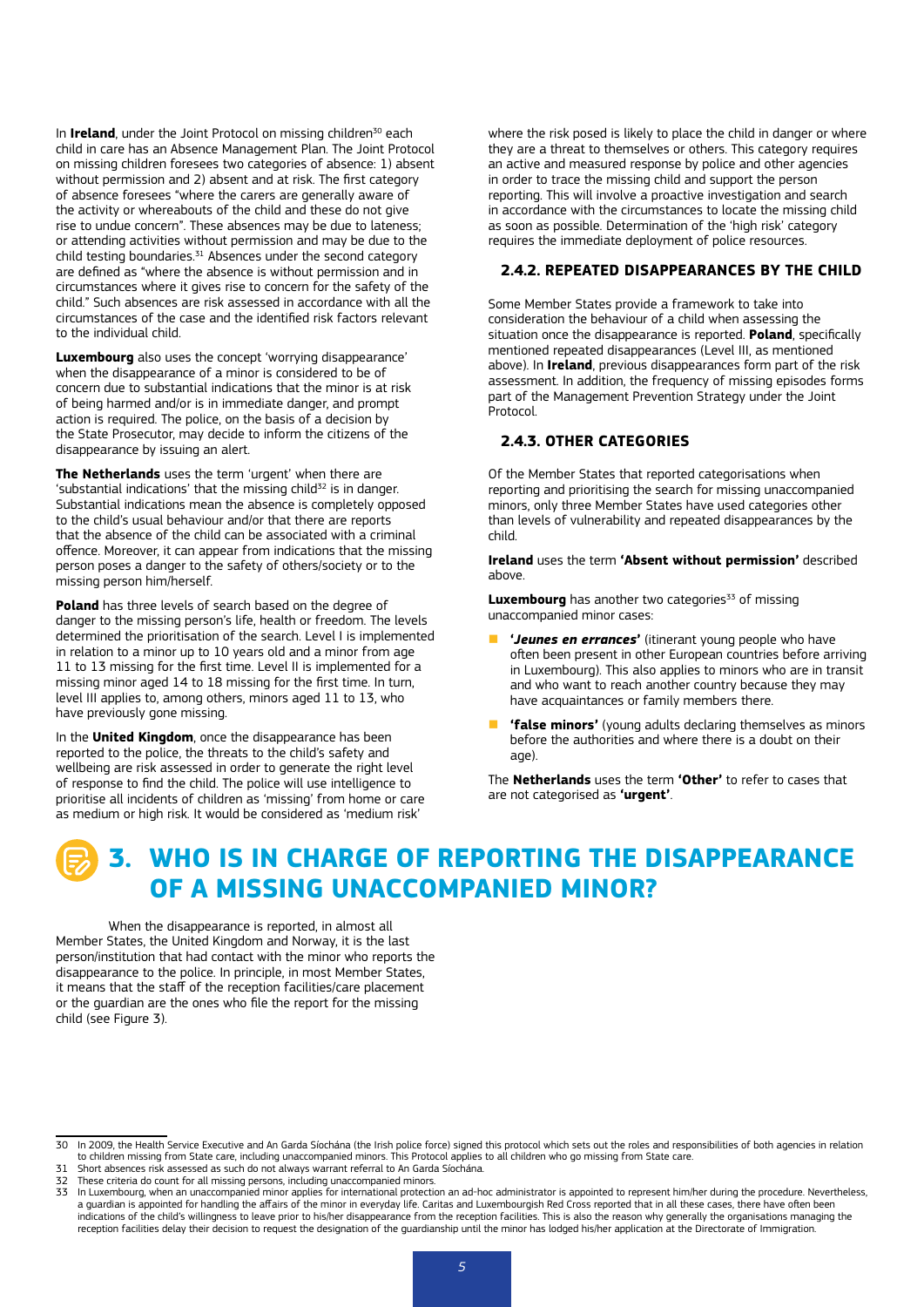In **Ireland**, under the Joint Protocol on missing children[30] each child in care has an Absence Management Plan. The Joint Protocol on missing children foresees two categories of absence: 1) absent without permission and 2) absent and at risk. The first category of absence foresees "where the carers are generally aware of the activity or whereabouts of the child and these do not give rise to undue concern". These absences may be due to lateness; or attending activities without permission and may be due to the child testing boundaries.[31] Absences under the second category are defined as "where the absence is without permission and in circumstances where it gives rise to concern for the safety of the child." Such absences are risk assessed in accordance with all the circumstances of the case and the identified risk factors relevant to the individual child.

**Luxembourg** also uses the concept 'worrying disappearance' when the disappearance of a minor is considered to be of concern due to substantial indications that the minor is at risk of being harmed and/or is in immediate danger, and prompt action is required. The police, on the basis of a decision by the State Prosecutor, may decide to inform the citizens of the disappearance by issuing an alert.

**The Netherlands** uses the term 'urgent' when there are 'substantial indications' that the missing child[32] is in danger. Substantial indications mean the absence is completely opposed to the child's usual behaviour and/or that there are reports that the absence of the child can be associated with a criminal offence. Moreover, it can appear from indications that the missing person poses a danger to the safety of others/society or to the missing person him/herself.

**Poland** has three levels of search based on the degree of danger to the missing person's life, health or freedom. The levels determined the prioritisation of the search. Level I is implemented in relation to a minor up to 10 years old and a minor from age 11 to 13 missing for the first time. Level II is implemented for a missing minor aged 14 to 18 missing for the first time. In turn, level III applies to, among others, minors aged 11 to 13, who have previously gone missing.

In the **United Kingdom**, once the disappearance has been reported to the police, the threats to the child's safety and wellbeing are risk assessed in order to generate the right level of response to find the child. The police will use intelligence to prioritise all incidents of children as 'missing' from home or care as medium or high risk. It would be considered as 'medium risk' where the risk posed is likely to place the child in danger or where they are a threat to themselves or others. This category requires an active and measured response by police and other agencies in order to trace the missing child and support the person reporting. This will involve a proactive investigation and search in accordance with the circumstances to locate the missing child as soon as possible. Determination of the 'high risk' category requires the immediate deployment of police resources.

### 2.4.2. REPEATED DISAPPEARANCES BY THE CHILD

Some Member States provide a framework to take into consideration the behaviour of a child when assessing the situation once the disappearance is reported. **Poland**, specifically mentioned repeated disappearances (Level III, as mentioned above). In **Ireland**, previous disappearances form part of the risk assessment. In addition, the frequency of missing episodes forms part of the Management Prevention Strategy under the Joint Protocol.

### 2.4.3. OTHER CATEGORIES

Of the Member States that reported categorisations when reporting and prioritising the search for missing unaccompanied minors, only three Member States have used categories other than levels of vulnerability and repeated disappearances by the child.

**Ireland** uses the term **'Absent without permission'** described above.

**Luxembourg** has another two categories[33] of missing unaccompanied minor cases:

- **'*Jeunes en errances*'** (itinerant young people who have often been present in other European countries before arriving in Luxembourg). This also applies to minors who are in transit and who want to reach another country because they may have acquaintances or family members there.
- **'false minors'** (young adults declaring themselves as minors before the authorities and where there is a doubt on their age).

The **Netherlands** uses the term **'Other'** to refer to cases that are not categorised as **'urgent'**.

# 3. WHO IS IN CHARGE OF REPORTING THE DISAPPEARANCE OF A MISSING UNACCOMPANIED MINOR?

When the disappearance is reported, in almost all Member States, the United Kingdom and Norway, it is the last person/institution that had contact with the minor who reports the disappearance to the police. In principle, in most Member States, it means that the staff of the reception facilities/care placement or the guardian are the ones who file the report for the missing child (see Figure 3).

---

30 In 2009, the Health Service Executive and An Garda Síochána (the Irish police force) signed this protocol which sets out the roles and responsibilities of both agencies in relation to children missing from State care, including unaccompanied minors. This Protocol applies to all children who go missing from State care.

31 Short absences risk assessed as such do not always warrant referral to An Garda Síochána.

32 These criteria do count for all missing persons, including unaccompanied minors.

33 In Luxembourg, when an unaccompanied minor applies for international protection an ad-hoc administrator is appointed to represent him/her during the procedure. Nevertheless, a guardian is appointed for handling the affairs of the minor in everyday life. Caritas and Luxembourgish Red Cross reported that in all these cases, there have often been indications of the child's willingness to leave prior to his/her disappearance from the reception facilities. This is also the reason why generally the organisations managing the reception facilities delay their decision to request the designation of the guardianship until the minor has lodged his/her application at the Directorate of Immigration.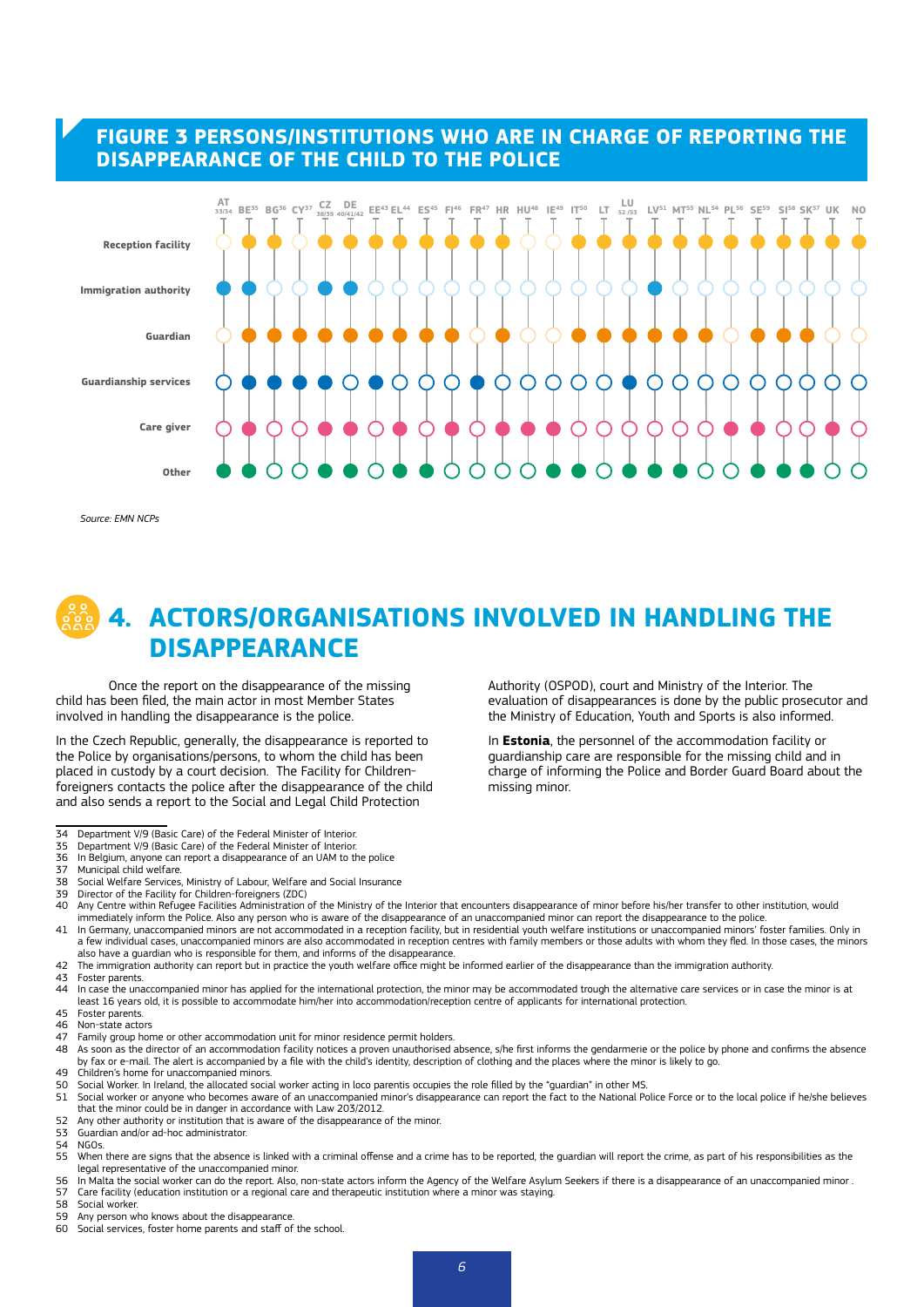## FIGURE 3 PERSONS/INSTITUTIONS WHO ARE IN CHARGE OF REPORTING THE DISAPPEARANCE OF THE CHILD TO THE POLICE

| | AT[33/34] | BE[35] | BG[36] | CY[37] | CZ[38/39] | DE[40/41/42] | EE[43] | EL[44] | ES[45] | FI[46] | FR[47] | HR | HU[48] | IE[49] | IT[50] | LT | LU[52/53] | LV[51] | MT[55] | NL[54] | PL[56] | SE[59] | SI[58] | SK[57] | UK | NO |
|---|---|---|---|---|---|---|---|---|---|---|---|---|---|---|---|---|---|---|---|---|---|---|---|---|---|---|
| Reception facility | ○ | ● | ● | ○ | ● | ● | ● | ● | ● | ● | ● | ● | ○ | ○ | ● | ● | ● | ● | ● | ● | ● | ● | ● | ● | ● | ● |
| Immigration authority | ● | ● | ○ | ○ | ● | ● | ○ | ○ | ○ | ○ | ○ | ○ | ○ | ○ | ○ | ○ | ○ | ● | ○ | ○ | ○ | ○ | ○ | ○ | ○ | ○ |
| Guardian | ○ | ● | ● | ● | ● | ● | ● | ● | ● | ● | ○ | ● | ○ | ○ | ● | ● | ● | ● | ● | ● | ○ | ● | ● | ● | ○ | ○ |
| Guardianship services | ○ | ● | ● | ● | ● | ○ | ● | ○ | ○ | ○ | ● | ○ | ○ | ○ | ○ | ○ | ● | ○ | ○ | ○ | ○ | ○ | ○ | ○ | ○ | ○ |
| Care giver | ○ | ● | ○ | ○ | ● | ● | ○ | ● | ○ | ● | ○ | ● | ● | ● | ○ | ○ | ○ | ○ | ○ | ○ | ● | ● | ○ | ○ | ● | ○ |
| Other | ● | ● | ○ | ○ | ● | ● | ○ | ● | ● | ○ | ○ | ○ | ○ | ● | ● | ○ | ● | ● | ● | ○ | ○ | ● | ● | ● | ○ | ○ |

*Source: EMN NCPs*

# 4. ACTORS/ORGANISATIONS INVOLVED IN HANDLING THE DISAPPEARANCE

Once the report on the disappearance of the missing child has been filed, the main actor in most Member States involved in handling the disappearance is the police.

In the Czech Republic, generally, the disappearance is reported to the Police by organisations/persons, to whom the child has been placed in custody by a court decision. The Facility for Children-foreigners contacts the police after the disappearance of the child and also sends a report to the Social and Legal Child Protection Authority (OSPOD), court and Ministry of the Interior. The evaluation of disappearances is done by the public prosecutor and the Ministry of Education, Youth and Sports is also informed.

In **Estonia**, the personnel of the accommodation facility or guardianship care are responsible for the missing child and in charge of informing the Police and Border Guard Board about the missing minor.

---

34 Department V/9 (Basic Care) of the Federal Minister of Interior.
35 Department V/9 (Basic Care) of the Federal Minister of Interior.
36 In Belgium, anyone can report a disappearance of an UAM to the police
37 Municipal child welfare.
38 Social Welfare Services, Ministry of Labour, Welfare and Social Insurance
39 Director of the Facility for Children-foreigners (ZDC)
40 Any Centre within Refugee Facilities Administration of the Ministry of the Interior that encounters disappearance of minor before his/her transfer to other institution, would immediately inform the Police. Also any person who is aware of the disappearance of an unaccompanied minor can report the disappearance to the police.
41 In Germany, unaccompanied minors are not accommodated in a reception facility, but in residential youth welfare institutions or unaccompanied minors' foster families. Only in a few individual cases, unaccompanied minors are also accommodated in reception centres with family members or those adults with whom they fled. In those cases, the minors also have a guardian who is responsible for them, and informs of the disappearance.
42 The immigration authority can report but in practice the youth welfare office might be informed earlier of the disappearance than the immigration authority.
43 Foster parents.
44 In case the unaccompanied minor has applied for the international protection, the minor may be accommodated trough the alternative care services or in case the minor is at least 16 years old, it is possible to accommodate him/her into accommodation/reception centre of applicants for international protection.
45 Foster parents.
46 Non-state actors
47 Family group home or other accommodation unit for minor residence permit holders.
48 As soon as the director of an accommodation facility notices a proven unauthorised absence, s/he first informs the gendarmerie or the police by phone and confirms the absence by fax or e-mail. The alert is accompanied by a file with the child's identity, description of clothing and the places where the minor is likely to go.
49 Children's home for unaccompanied minors.
50 Social Worker. In Ireland, the allocated social worker acting in loco parentis occupies the role filled by the "guardian" in other MS.
51 Social worker or anyone who becomes aware of an unaccompanied minor's disappearance can report the fact to the National Police Force or to the local police if he/she believes that the minor could be in danger in accordance with Law 203/2012.
52 Any other authority or institution that is aware of the disappearance of the minor.
53 Guardian and/or ad-hoc administrator.
54 NGOs.
55 When there are signs that the absence is linked with a criminal offense and a crime has to be reported, the guardian will report the crime, as part of his responsibilities as the legal representative of the unaccompanied minor.
56 In Malta the social worker can do the report. Also, non-state actors inform the Agency of the Welfare Asylum Seekers if there is a disappearance of an unaccompanied minor .
57 Care facility (education institution or a regional care and therapeutic institution where a minor was staying.
58 Social worker.
59 Any person who knows about the disappearance.
60 Social services, foster home parents and staff of the school.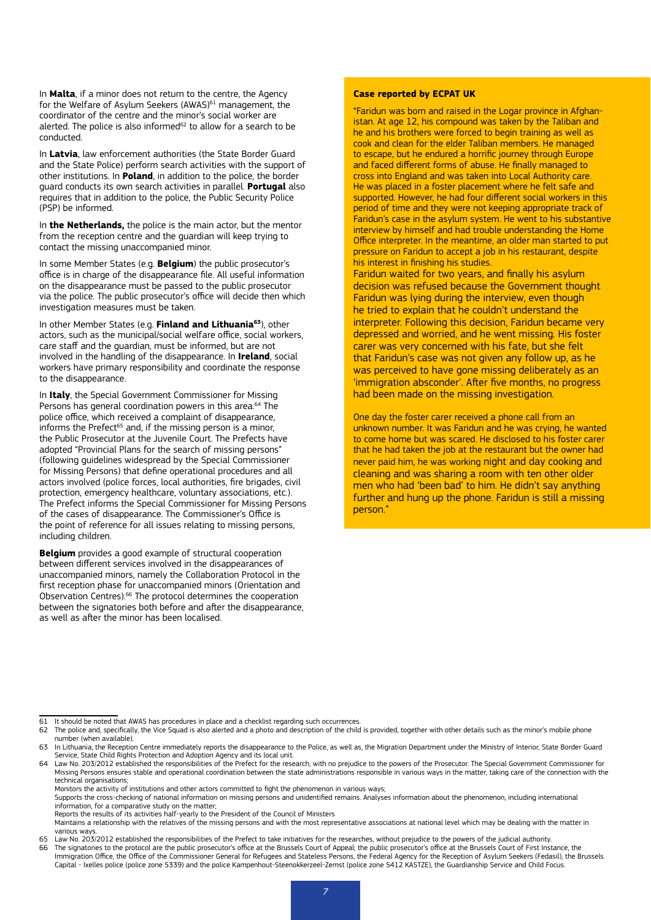In **Malta**, if a minor does not return to the centre, the Agency for the Welfare of Asylum Seekers (AWAS)[61] management, the coordinator of the centre and the minor's social worker are alerted. The police is also informed[62] to allow for a search to be conducted.

In **Latvia**, law enforcement authorities (the State Border Guard and the State Police) perform search activities with the support of other institutions. In **Poland**, in addition to the police, the border guard conducts its own search activities in parallel. **Portugal** also requires that in addition to the police, the Public Security Police (PSP) be informed.

In **the Netherlands,** the police is the main actor, but the mentor from the reception centre and the guardian will keep trying to contact the missing unaccompanied minor.

In some Member States (e.g. **Belgium**) the public prosecutor's office is in charge of the disappearance file. All useful information on the disappearance must be passed to the public prosecutor via the police. The public prosecutor's office will decide then which investigation measures must be taken.

In other Member States (e.g. **Finland and Lithuania**[63]), other actors, such as the municipal/social welfare office, social workers, care staff and the guardian, must be informed, but are not involved in the handling of the disappearance. In **Ireland**, social workers have primary responsibility and coordinate the response to the disappearance.

In **Italy**, the Special Government Commissioner for Missing Persons has general coordination powers in this area.[64] The police office, which received a complaint of disappearance, informs the Prefect[65] and, if the missing person is a minor, the Public Prosecutor at the Juvenile Court. The Prefects have adopted "Provincial Plans for the search of missing persons" (following guidelines widespread by the Special Commissioner for Missing Persons) that define operational procedures and all actors involved (police forces, local authorities, fire brigades, civil protection, emergency healthcare, voluntary associations, etc.). The Prefect informs the Special Commissioner for Missing Persons of the cases of disappearance. The Commissioner's Office is the point of reference for all issues relating to missing persons, including children.

**Belgium** provides a good example of structural cooperation between different services involved in the disappearances of unaccompanied minors, namely the Collaboration Protocol in the first reception phase for unaccompanied minors (Orientation and Observation Centres).[66] The protocol determines the cooperation between the signatories both before and after the disappearance, as well as after the minor has been localised.

**Case reported by ECPAT UK**

"Faridun was born and raised in the Logar province in Afghanistan. At age 12, his compound was taken by the Taliban and he and his brothers were forced to begin training as well as cook and clean for the elder Taliban members. He managed to escape, but he endured a horrific journey through Europe and faced different forms of abuse. He finally managed to cross into England and was taken into Local Authority care. He was placed in a foster placement where he felt safe and supported. However, he had four different social workers in this period of time and they were not keeping appropriate track of Faridun's case in the asylum system. He went to his substantive interview by himself and had trouble understanding the Home Office interpreter. In the meantime, an older man started to put pressure on Faridun to accept a job in his restaurant, despite his interest in finishing his studies.

Faridun waited for two years, and finally his asylum decision was refused because the Government thought Faridun was lying during the interview, even though he tried to explain that he couldn't understand the interpreter. Following this decision, Faridun became very depressed and worried, and he went missing. His foster carer was very concerned with his fate, but she felt that Faridun's case was not given any follow up, as he was perceived to have gone missing deliberately as an 'immigration absconder'. After five months, no progress had been made on the missing investigation.

One day the foster carer received a phone call from an unknown number. It was Faridun and he was crying, he wanted to come home but was scared. He disclosed to his foster carer that he had taken the job at the restaurant but the owner had never paid him, he was working night and day cooking and cleaning and was sharing a room with ten other older men who had 'been bad' to him. He didn't say anything further and hung up the phone. Faridun is still a missing person."

---

61 It should be noted that AWAS has procedures in place and a checklist regarding such occurrences.

62 The police and, specifically, the Vice Squad is also alerted and a photo and description of the child is provided, together with other details such as the minor's mobile phone number (when available).

63 In Lithuania, the Reception Centre immediately reports the disappearance to the Police, as well as, the Migration Department under the Ministry of Interior, State Border Guard Service, State Child Rights Protection and Adoption Agency and its local unit.

64 Law No. 203/2012 established the responsibilities of the Prefect for the research, with no prejudice to the powers of the Prosecutor. The Special Government Commissioner for Missing Persons ensures stable and operational coordination between the state administrations responsible in various ways in the matter, taking care of the connection with the technical organisations;
Monitors the activity of institutions and other actors committed to fight the phenomenon in various ways;
Supports the cross-checking of national information on missing persons and unidentified remains. Analyses information about the phenomenon, including international information, for a comparative study on the matter;
Reports the results of its activities half-yearly to the President of the Council of Ministers
Maintains a relationship with the relatives of the missing persons and with the most representative associations at national level which may be dealing with the matter in various ways.

65 Law No. 203/2012 established the responsibilities of the Prefect to take initiatives for the researches, without prejudice to the powers of the judicial authority.

66 The signatories to the protocol are the public prosecutor's office at the Brussels Court of Appeal; the public prosecutor's office at the Brussels Court of First Instance, the Immigration Office, the Office of the Commissioner General for Refugees and Stateless Persons, the Federal Agency for the Reception of Asylum Seekers (Fedasil), the Brussels Capital - Ixelles police (police zone 5339) and the police Kampenhout-Steenokkerzeel-Zemst (police zone 5412 KASTZE), the Guardianship Service and Child Focus.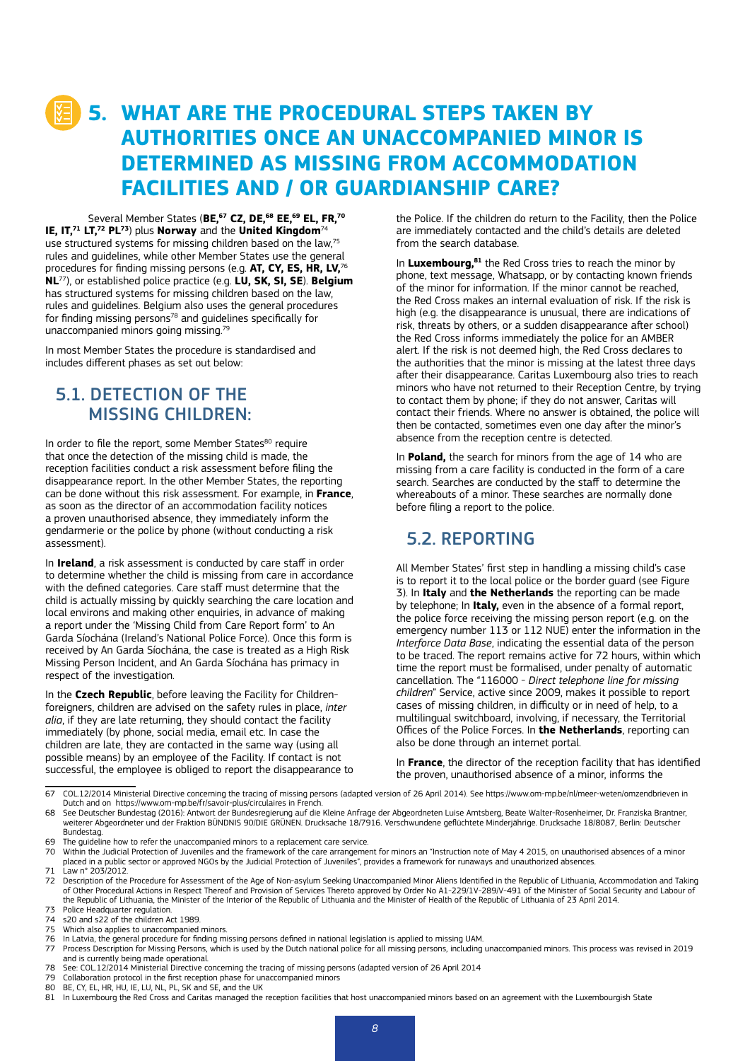# 5. WHAT ARE THE PROCEDURAL STEPS TAKEN BY AUTHORITIES ONCE AN UNACCOMPANIED MINOR IS DETERMINED AS MISSING FROM ACCOMMODATION FACILITIES AND / OR GUARDIANSHIP CARE?

Several Member States (**BE,**[67] **CZ, DE,**[68] **EE,**[69] **EL, FR,**[70] **IE, IT,**[71] **LT,**[72] **PL**[73]) plus **Norway** and the **United Kingdom**[74] use structured systems for missing children based on the law,[75] rules and guidelines, while other Member States use the general procedures for finding missing persons (e.g. **AT, CY, ES, HR, LV,**[76] **NL**[77]), or established police practice (e.g. **LU, SK, SI, SE**). **Belgium** has structured systems for missing children based on the law, rules and guidelines. Belgium also uses the general procedures for finding missing persons[78] and guidelines specifically for unaccompanied minors going missing.[79]

In most Member States the procedure is standardised and includes different phases as set out below:

## 5.1. DETECTION OF THE MISSING CHILDREN:

In order to file the report, some Member States[80] require that once the detection of the missing child is made, the reception facilities conduct a risk assessment before filing the disappearance report. In the other Member States, the reporting can be done without this risk assessment. For example, in **France**, as soon as the director of an accommodation facility notices a proven unauthorised absence, they immediately inform the gendarmerie or the police by phone (without conducting a risk assessment).

In **Ireland**, a risk assessment is conducted by care staff in order to determine whether the child is missing from care in accordance with the defined categories. Care staff must determine that the child is actually missing by quickly searching the care location and local environs and making other enquiries, in advance of making a report under the 'Missing Child from Care Report form' to An Garda Síochána (Ireland's National Police Force). Once this form is received by An Garda Síochána, the case is treated as a High Risk Missing Person Incident, and An Garda Síochána has primacy in respect of the investigation.

In the **Czech Republic**, before leaving the Facility for Children-foreigners, children are advised on the safety rules in place, *inter alia*, if they are late returning, they should contact the facility immediately (by phone, social media, email etc. In case the children are late, they are contacted in the same way (using all possible means) by an employee of the Facility. If contact is not successful, the employee is obliged to report the disappearance to the Police. If the children do return to the Facility, then the Police are immediately contacted and the child's details are deleted from the search database.

In **Luxembourg,**[81] the Red Cross tries to reach the minor by phone, text message, Whatsapp, or by contacting known friends of the minor for information. If the minor cannot be reached, the Red Cross makes an internal evaluation of risk. If the risk is high (e.g. the disappearance is unusual, there are indications of risk, threats by others, or a sudden disappearance after school) the Red Cross informs immediately the police for an AMBER alert. If the risk is not deemed high, the Red Cross declares to the authorities that the minor is missing at the latest three days after their disappearance. Caritas Luxembourg also tries to reach minors who have not returned to their Reception Centre, by trying to contact them by phone; if they do not answer, Caritas will contact their friends. Where no answer is obtained, the police will then be contacted, sometimes even one day after the minor's absence from the reception centre is detected.

In **Poland,** the search for minors from the age of 14 who are missing from a care facility is conducted in the form of a care search. Searches are conducted by the staff to determine the whereabouts of a minor. These searches are normally done before filing a report to the police.

## 5.2. REPORTING

All Member States' first step in handling a missing child's case is to report it to the local police or the border guard (see Figure 3). In **Italy** and **the Netherlands** the reporting can be made by telephone; In **Italy,** even in the absence of a formal report, the police force receiving the missing person report (e.g. on the emergency number 113 or 112 NUE) enter the information in the *Interforce Data Base*, indicating the essential data of the person to be traced. The report remains active for 72 hours, within which time the report must be formalised, under penalty of automatic cancellation. The "116000 - *Direct telephone line for missing children*" Service, active since 2009, makes it possible to report cases of missing children, in difficulty or in need of help, to a multilingual switchboard, involving, if necessary, the Territorial Offices of the Police Forces. In **the Netherlands**, reporting can also be done through an internet portal.

In **France**, the director of the reception facility that has identified the proven, unauthorised absence of a minor, informs the

---

67 COL.12/2014 Ministerial Directive concerning the tracing of missing persons (adapted version of 26 April 2014). See https://www.om-mp.be/nl/meer-weten/omzendbrieven in Dutch and on https://www.om-mp.be/fr/savoir-plus/circulaires in French.

68 See Deutscher Bundestag (2016): Antwort der Bundesregierung auf die Kleine Anfrage der Abgeordneten Luise Amtsberg, Beate Walter-Rosenheimer, Dr. Franziska Brantner, weiterer Abgeordneter und der Fraktion BÜNDNIS 90/DIE GRÜNEN. Drucksache 18/7916. Verschwundene geflüchtete Minderjährige. Drucksache 18/8087, Berlin: Deutscher Bundestag.

69 The guideline how to refer the unaccompanied minors to a replacement care service.

70 Within the Judicial Protection of Juveniles and the framework of the care arrangement for minors an "Instruction note of May 4 2015, on unauthorised absences of a minor placed in a public sector or approved NGOs by the Judicial Protection of Juveniles", provides a framework for runaways and unauthorized absences.

71 Law n° 203/2012.

72 Description of the Procedure for Assessment of the Age of Non-asylum Seeking Unaccompanied Minor Aliens Identified in the Republic of Lithuania, Accommodation and Taking of Other Procedural Actions in Respect Thereof and Provision of Services Thereto approved by Order No A1-229/1V-289/V-491 of the Minister of Social Security and Labour of the Republic of Lithuania, the Minister of the Interior of the Republic of Lithuania and the Minister of Health of the Republic of Lithuania of 23 April 2014.

73 Police Headquarter regulation.

74 s20 and s22 of the children Act 1989.

75 Which also applies to unaccompanied minors.

76 In Latvia, the general procedure for finding missing persons defined in national legislation is applied to missing UAM.

77 Process Description for Missing Persons, which is used by the Dutch national police for all missing persons, including unaccompanied minors. This process was revised in 2019 and is currently being made operational.

78 See: COL.12/2014 Ministerial Directive concerning the tracing of missing persons (adapted version of 26 April 2014

79 Collaboration protocol in the first reception phase for unaccompanied minors

80 BE, CY, EL, HR, HU, IE, LU, NL, PL, SK and SE, and the UK

81 In Luxembourg the Red Cross and Caritas managed the reception facilities that host unaccompanied minors based on an agreement with the Luxembourgish State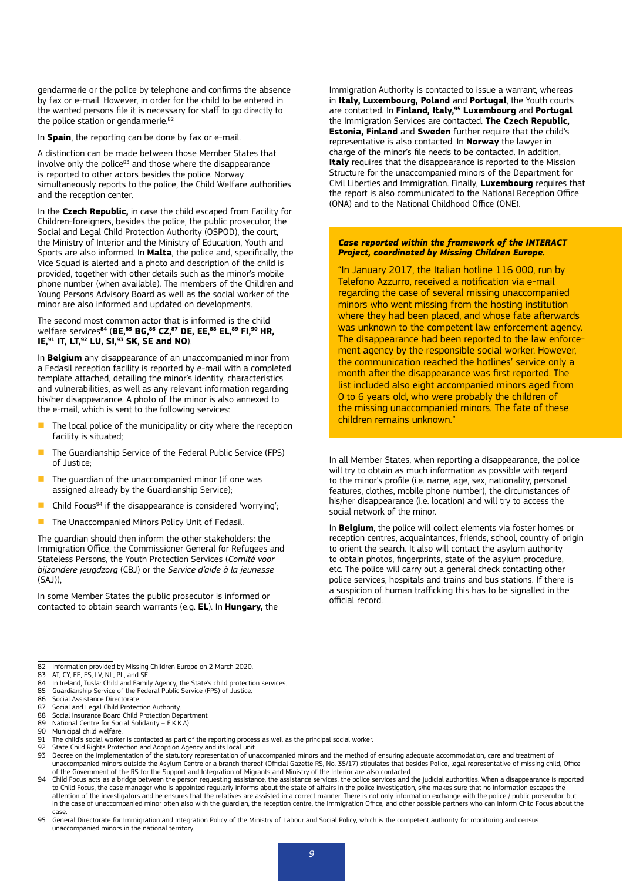gendarmerie or the police by telephone and confirms the absence by fax or e-mail. However, in order for the child to be entered in the wanted persons file it is necessary for staff to go directly to the police station or gendarmerie.[82]

In **Spain**, the reporting can be done by fax or e-mail.

A distinction can be made between those Member States that involve only the police[83] and those where the disappearance is reported to other actors besides the police. Norway simultaneously reports to the police, the Child Welfare authorities and the reception center.

In the **Czech Republic,** in case the child escaped from Facility for Children-foreigners, besides the police, the public prosecutor, the Social and Legal Child Protection Authority (OSPOD), the court, the Ministry of Interior and the Ministry of Education, Youth and Sports are also informed. In **Malta**, the police and, specifically, the Vice Squad is alerted and a photo and description of the child is provided, together with other details such as the minor's mobile phone number (when available). The members of the Children and Young Persons Advisory Board as well as the social worker of the minor are also informed and updated on developments.

The second most common actor that is informed is the child welfare services[84] (**BE,[85] BG,[86] CZ,[87] DE, EE,[88] EL,[89] FI,[90] HR, IE,[91] IT, LT,[92] LU, SI,[93] SK, SE and NO**).

In **Belgium** any disappearance of an unaccompanied minor from a Fedasil reception facility is reported by e-mail with a completed template attached, detailing the minor's identity, characteristics and vulnerabilities, as well as any relevant information regarding his/her disappearance. A photo of the minor is also annexed to the e-mail, which is sent to the following services:

- The local police of the municipality or city where the reception facility is situated;
- The Guardianship Service of the Federal Public Service (FPS) of Justice;
- The guardian of the unaccompanied minor (if one was assigned already by the Guardianship Service);
- Child Focus[94] if the disappearance is considered 'worrying';
- The Unaccompanied Minors Policy Unit of Fedasil.

The guardian should then inform the other stakeholders: the Immigration Office, the Commissioner General for Refugees and Stateless Persons, the Youth Protection Services (*Comité voor bijzondere jeugdzorg* (CBJ) or the *Service d'aide à la jeunesse* (SAJ)),

In some Member States the public prosecutor is informed or contacted to obtain search warrants (e.g. **EL**). In **Hungary,** the Immigration Authority is contacted to issue a warrant, whereas in **Italy, Luxembourg, Poland** and **Portugal**, the Youth courts are contacted. In **Finland, Italy,[95] Luxembourg** and **Portugal** the Immigration Services are contacted. **The Czech Republic, Estonia, Finland** and **Sweden** further require that the child's representative is also contacted. In **Norway** the lawyer in charge of the minor's file needs to be contacted. In addition, **Italy** requires that the disappearance is reported to the Mission Structure for the unaccompanied minors of the Department for Civil Liberties and Immigration. Finally, **Luxembourg** requires that the report is also communicated to the National Reception Office (ONA) and to the National Childhood Office (ONE).

***Case reported within the framework of the INTERACT Project, coordinated by Missing Children Europe.***

"In January 2017, the Italian hotline 116 000, run by Telefono Azzurro, received a notification via e-mail regarding the case of several missing unaccompanied minors who went missing from the hosting institution where they had been placed, and whose fate afterwards was unknown to the competent law enforcement agency. The disappearance had been reported to the law enforcement agency by the responsible social worker. However, the communication reached the hotlines' service only a month after the disappearance was first reported. The list included also eight accompanied minors aged from 0 to 6 years old, who were probably the children of the missing unaccompanied minors. The fate of these children remains unknown."

In all Member States, when reporting a disappearance, the police will try to obtain as much information as possible with regard to the minor's profile (i.e. name, age, sex, nationality, personal features, clothes, mobile phone number), the circumstances of his/her disappearance (i.e. location) and will try to access the social network of the minor.

In **Belgium**, the police will collect elements via foster homes or reception centres, acquaintances, friends, school, country of origin to orient the search. It also will contact the asylum authority to obtain photos, fingerprints, state of the asylum procedure, etc. The police will carry out a general check contacting other police services, hospitals and trains and bus stations. If there is a suspicion of human trafficking this has to be signalled in the official record.

---

82 Information provided by Missing Children Europe on 2 March 2020.

83 AT, CY, EE, ES, LV, NL, PL, and SE.

84 In Ireland, Tusla: Child and Family Agency, the State's child protection services.

85 Guardianship Service of the Federal Public Service (FPS) of Justice.

86 Social Assistance Directorate.

87 Social and Legal Child Protection Authority.

88 Social Insurance Board Child Protection Department

89 National Centre for Social Solidarity – E.K.K.A).

90 Municipal child welfare.

91 The child's social worker is contacted as part of the reporting process as well as the principal social worker.

92 State Child Rights Protection and Adoption Agency and its local unit.

93 Decree on the implementation of the statutory representation of unaccompanied minors and the method of ensuring adequate accommodation, care and treatment of unaccompanied minors outside the Asylum Centre or a branch thereof (Official Gazette RS, No. 35/17) stipulates that besides Police, legal representative of missing child, Office of the Government of the RS for the Support and Integration of Migrants and Ministry of the Interior are also contacted.

94 Child Focus acts as a bridge between the person requesting assistance, the assistance services, the police services and the judicial authorities. When a disappearance is reported to Child Focus, the case manager who is appointed regularly informs about the state of affairs in the police investigation, s/he makes sure that no information escapes the attention of the investigators and he ensures that the relatives are assisted in a correct manner. There is not only information exchange with the police / public prosecutor, but in the case of unaccompanied minor often also with the guardian, the reception centre, the Immigration Office, and other possible partners who can inform Child Focus about the case.

95 General Directorate for Immigration and Integration Policy of the Ministry of Labour and Social Policy, which is the competent authority for monitoring and census unaccompanied minors in the national territory.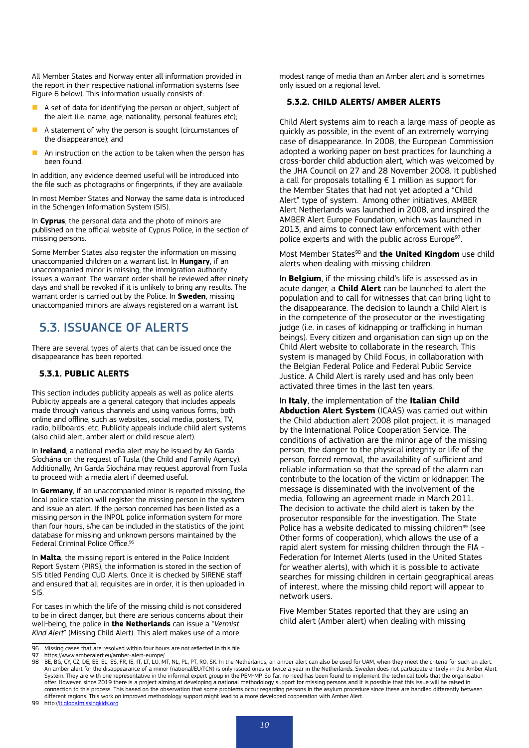All Member States and Norway enter all information provided in the report in their respective national information systems (see Figure 6 below). This information usually consists of:

- A set of data for identifying the person or object, subject of the alert (i.e. name, age, nationality, personal features etc);
- A statement of why the person is sought (circumstances of the disappearance); and
- An instruction on the action to be taken when the person has been found.

In addition, any evidence deemed useful will be introduced into the file such as photographs or fingerprints, if they are available.

In most Member States and Norway the same data is introduced in the Schengen Information System (SIS).

In **Cyprus**, the personal data and the photo of minors are published on the official website of Cyprus Police, in the section of missing persons.

Some Member States also register the information on missing unaccompanied children on a warrant list. In **Hungary**, if an unaccompanied minor is missing, the immigration authority issues a warrant. The warrant order shall be reviewed after ninety days and shall be revoked if it is unlikely to bring any results. The warrant order is carried out by the Police. In **Sweden**, missing unaccompanied minors are always registered on a warrant list.

## 5.3. ISSUANCE OF ALERTS

There are several types of alerts that can be issued once the disappearance has been reported.

### 5.3.1. PUBLIC ALERTS

This section includes publicity appeals as well as police alerts. Publicity appeals are a general category that includes appeals made through various channels and using various forms, both online and offline, such as websites, social media, posters, TV, radio, billboards, etc. Publicity appeals include child alert systems (also child alert, amber alert or child rescue alert).

In **Ireland**, a national media alert may be issued by An Garda Síochána on the request of Tusla (the Child and Family Agency). Additionally, An Garda Síochána may request approval from Tusla to proceed with a media alert if deemed useful.

In **Germany**, if an unaccompanied minor is reported missing, the local police station will register the missing person in the system and issue an alert. If the person concerned has been listed as a missing person in the INPOL police information system for more than four hours, s/he can be included in the statistics of the joint database for missing and unknown persons maintained by the Federal Criminal Police Office.[96]

In **Malta**, the missing report is entered in the Police Incident Report System (PIRS), the information is stored in the section of SIS titled Pending CUD Alerts. Once it is checked by SIRENE staff and ensured that all requisites are in order, it is then uploaded in SIS.

For cases in which the life of the missing child is not considered to be in direct danger, but there are serious concerns about their well-being, the police in **the Netherlands** can issue a "*Vermist Kind Alert*" (Missing Child Alert). This alert makes use of a more modest range of media than an Amber alert and is sometimes only issued on a regional level.

### 5.3.2. CHILD ALERTS/ AMBER ALERTS

Child Alert systems aim to reach a large mass of people as quickly as possible, in the event of an extremely worrying case of disappearance. In 2008, the European Commission adopted a working paper on best practices for launching a cross-border child abduction alert, which was welcomed by the JHA Council on 27 and 28 November 2008. It published a call for proposals totalling € 1 million as support for the Member States that had not yet adopted a "Child Alert" type of system. Among other initiatives, AMBER Alert Netherlands was launched in 2008, and inspired the AMBER Alert Europe Foundation, which was launched in 2013, and aims to connect law enforcement with other police experts and with the public across Europe[97].

Most Member States[98] and **the United Kingdom** use child alerts when dealing with missing children.

In **Belgium**, if the missing child's life is assessed as in acute danger, a **Child Alert** can be launched to alert the population and to call for witnesses that can bring light to the disappearance. The decision to launch a Child Alert is in the competence of the prosecutor or the investigating judge (i.e. in cases of kidnapping or trafficking in human beings). Every citizen and organisation can sign up on the Child Alert website to collaborate in the research. This system is managed by Child Focus, in collaboration with the Belgian Federal Police and Federal Public Service Justice. A Child Alert is rarely used and has only been activated three times in the last ten years.

In **Italy**, the implementation of the **Italian Child Abduction Alert System** (ICAAS) was carried out within the Child abduction alert 2008 pilot project. it is managed by the International Police Cooperation Service. The conditions of activation are the minor age of the missing person, the danger to the physical integrity or life of the person, forced removal, the availability of sufficient and reliable information so that the spread of the alarm can contribute to the location of the victim or kidnapper. The message is disseminated with the involvement of the media, following an agreement made in March 2011. The decision to activate the child alert is taken by the prosecutor responsible for the investigation. The State Police has a website dedicated to missing children[99] (see Other forms of cooperation), which allows the use of a rapid alert system for missing children through the FIA - Federation for Internet Alerts (used in the United States for weather alerts), with which it is possible to activate searches for missing children in certain geographical areas of interest, where the missing child report will appear to network users.

Five Member States reported that they are using an child alert (Amber alert) when dealing with missing

---

96 Missing cases that are resolved within four hours are not reflected in this file.

97 https://www.amberalert.eu/amber-alert-europe/

98 BE, BG, CY, CZ, DE, EE, EL, ES, FR, IE, IT, LT, LU, MT, NL, PL, PT, RO, SK. In the Netherlands, an amber alert can also be used for UAM, when they meet the criteria for such an alert. An amber alert for the disappearance of a minor (national/EU/TCN) is only issued ones or twice a year in the Netherlands. Sweden does not participate entirely in the Amber Alert System. They are with one representative in the informal expert group in the PEM-MP. So far, no need has been found to implement the technical tools that the organisation offer. However, since 2019 there is a project aiming at developing a national methodology support for missing persons and it is possible that this issue will be raised in connection to this process. This based on the observation that some problems occur regarding persons in the asylum procedure since these are handled differently between different regions. This work on improved methodology support might lead to a more developed cooperation with Amber Alert.

99 http://it.globalmissingkids.org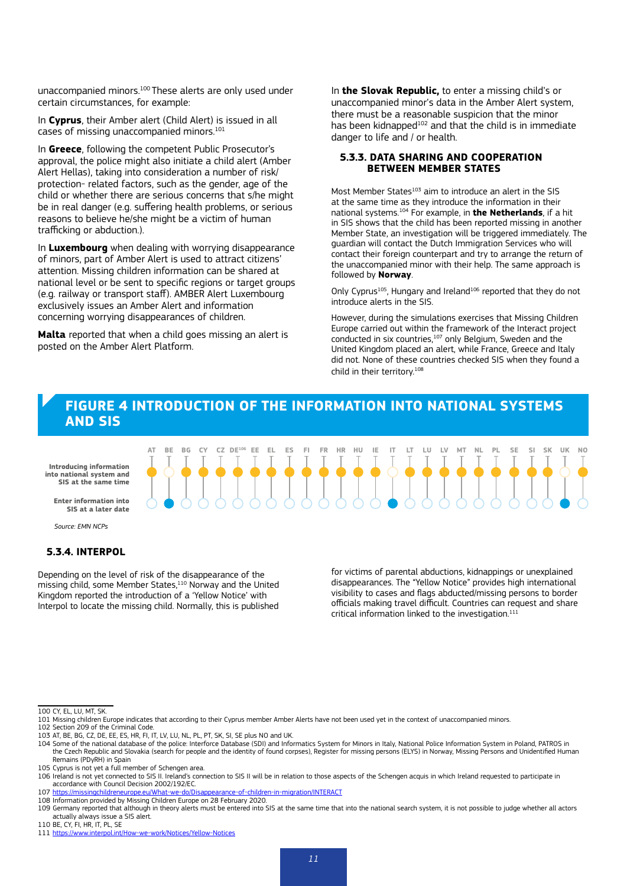unaccompanied minors.[100] These alerts are only used under certain circumstances, for example:

In **Cyprus**, their Amber alert (Child Alert) is issued in all cases of missing unaccompanied minors.[101]

In **Greece**, following the competent Public Prosecutor's approval, the police might also initiate a child alert (Amber Alert Hellas), taking into consideration a number of risk/ protection- related factors, such as the gender, age of the child or whether there are serious concerns that s/he might be in real danger (e.g. suffering health problems, or serious reasons to believe he/she might be a victim of human trafficking or abduction.).

In **Luxembourg** when dealing with worrying disappearance of minors, part of Amber Alert is used to attract citizens' attention. Missing children information can be shared at national level or be sent to specific regions or target groups (e.g. railway or transport staff). AMBER Alert Luxembourg exclusively issues an Amber Alert and information concerning worrying disappearances of children.

**Malta** reported that when a child goes missing an alert is posted on the Amber Alert Platform.

In **the Slovak Republic,** to enter a missing child's or unaccompanied minor's data in the Amber Alert system, there must be a reasonable suspicion that the minor has been kidnapped[102] and that the child is in immediate danger to life and / or health.

### 5.3.3. DATA SHARING AND COOPERATION BETWEEN MEMBER STATES

Most Member States[103] aim to introduce an alert in the SIS at the same time as they introduce the information in their national systems.[104] For example, in **the Netherlands**, if a hit in SIS shows that the child has been reported missing in another Member State, an investigation will be triggered immediately. The guardian will contact the Dutch Immigration Services who will contact their foreign counterpart and try to arrange the return of the unaccompanied minor with their help. The same approach is followed by **Norway**.

Only Cyprus[105], Hungary and Ireland[106] reported that they do not introduce alerts in the SIS.

However, during the simulations exercises that Missing Children Europe carried out within the framework of the Interact project conducted in six countries,[107] only Belgium, Sweden and the United Kingdom placed an alert, while France, Greece and Italy did not. None of these countries checked SIS when they found a child in their territory.[108]

## FIGURE 4 INTRODUCTION OF THE INFORMATION INTO NATIONAL SYSTEMS AND SIS

| | AT | BE | BG | CY | CZ | DE[106] | EE | EL | ES | FI | FR | HR | HU | IE | IT | LT | LU | LV | MT | NL | PL | SE | SI | SK | UK | NO |
|---|---|---|---|---|---|---|---|---|---|---|---|---|---|---|---|---|---|---|---|---|---|---|---|---|---|---|
| Introducing information into national system and SIS at the same time | ● | | ● | ● | ● | ● | ● | ● | ● | ● | ● | ● | ● | ● | | ● | ● | ● | ● | ● | ● | ● | ● | ● | | ● |
| Enter information into SIS at a later date | | ● | | | | | | | | | | | | | ● | | | | | | | | | | ● | |

*Source: EMN NCPs*

### 5.3.4. INTERPOL

Depending on the level of risk of the disappearance of the missing child, some Member States,[110] Norway and the United Kingdom reported the introduction of a 'Yellow Notice' with Interpol to locate the missing child. Normally, this is published for victims of parental abductions, kidnappings or unexplained disappearances. The "Yellow Notice" provides high international visibility to cases and flags abducted/missing persons to border officials making travel difficult. Countries can request and share critical information linked to the investigation.[111]

---

100 CY, EL, LU, MT, SK.

101 Missing children Europe indicates that according to their Cyprus member Amber Alerts have not been used yet in the context of unaccompanied minors.

102 Section 209 of the Criminal Code.

103 AT, BE, BG, CZ, DE, EE, ES, HR, FI, IT, LV, LU, NL, PL, PT, SK, SI, SE plus NO and UK.

104 Some of the national database of the police: Interforce Database (SDI) and Informatics System for Minors in Italy, National Police Information System in Poland, PATROS in the Czech Republic and Slovakia (search for people and the identity of found corpses), Register for missing persons (ELYS) in Norway, Missing Persons and Unidentified Human Remains (PDyRH) in Spain

105 Cyprus is not yet a full member of Schengen area.

106 Ireland is not yet connected to SIS II. Ireland's connection to SIS II will be in relation to those aspects of the Schengen acquis in which Ireland requested to participate in accordance with Council Decision 2002/192/EC.

107 https://missingchildreneurope.eu/What-we-do/Disappearance-of-children-in-migration/INTERACT

108 Information provided by Missing Children Europe on 28 February 2020.

109 Germany reported that although in theory alerts must be entered into SIS at the same time that into the national search system, it is not possible to judge whether all actors actually always issue a SIS alert.

110 BE, CY, FI, HR, IT, PL, SE

111 https://www.interpol.int/How-we-work/Notices/Yellow-Notices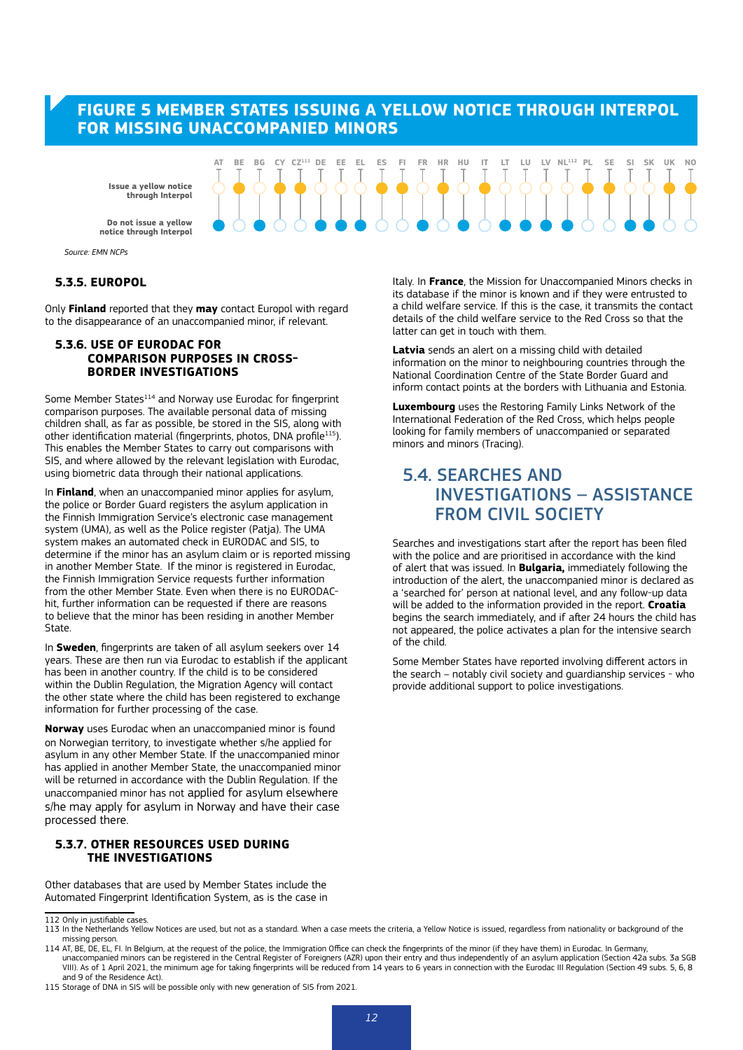## FIGURE 5 MEMBER STATES ISSUING A YELLOW NOTICE THROUGH INTERPOL FOR MISSING UNACCOMPANIED MINORS

| | AT | BE | BG | CY | CZ[111] | DE | EE | EL | ES | FI | FR | HR | HU | IT | LT | LU | LV | NL[112] | PL | SE | SI | SK | UK | NO |
|---|---|---|---|---|---|---|---|---|---|---|---|---|---|---|---|---|---|---|---|---|---|---|---|---|
| Issue a yellow notice through Interpol | | ● | | ● | ● | | | | ● | ● | | ● | | ● | | | | | ● | ● | | | ● | ● |
| Do not issue a yellow notice through Interpol | ● | | ● | | | ● | ● | ● | | | ● | | ● | | ● | ● | ● | ● | | | ● | ● | | |

*Source: EMN NCPs*

### 5.3.5. EUROPOL

Only **Finland** reported that they **may** contact Europol with regard to the disappearance of an unaccompanied minor, if relevant.

### 5.3.6. USE OF EURODAC FOR COMPARISON PURPOSES IN CROSS-BORDER INVESTIGATIONS

Some Member States[114] and Norway use Eurodac for fingerprint comparison purposes. The available personal data of missing children shall, as far as possible, be stored in the SIS, along with other identification material (fingerprints, photos, DNA profile[115]). This enables the Member States to carry out comparisons with SIS, and where allowed by the relevant legislation with Eurodac, using biometric data through their national applications.

In **Finland**, when an unaccompanied minor applies for asylum, the police or Border Guard registers the asylum application in the Finnish Immigration Service's electronic case management system (UMA), as well as the Police register (Patja). The UMA system makes an automated check in EURODAC and SIS, to determine if the minor has an asylum claim or is reported missing in another Member State. If the minor is registered in Eurodac, the Finnish Immigration Service requests further information from the other Member State. Even when there is no EURODAC-hit, further information can be requested if there are reasons to believe that the minor has been residing in another Member State.

In **Sweden**, fingerprints are taken of all asylum seekers over 14 years. These are then run via Eurodac to establish if the applicant has been in another country. If the child is to be considered within the Dublin Regulation, the Migration Agency will contact the other state where the child has been registered to exchange information for further processing of the case.

**Norway** uses Eurodac when an unaccompanied minor is found on Norwegian territory, to investigate whether s/he applied for asylum in any other Member State. If the unaccompanied minor has applied in another Member State, the unaccompanied minor will be returned in accordance with the Dublin Regulation. If the unaccompanied minor has not applied for asylum elsewhere s/he may apply for asylum in Norway and have their case processed there.

### 5.3.7. OTHER RESOURCES USED DURING THE INVESTIGATIONS

Other databases that are used by Member States include the Automated Fingerprint Identification System, as is the case in Italy. In **France**, the Mission for Unaccompanied Minors checks in its database if the minor is known and if they were entrusted to a child welfare service. If this is the case, it transmits the contact details of the child welfare service to the Red Cross so that the latter can get in touch with them.

**Latvia** sends an alert on a missing child with detailed information on the minor to neighbouring countries through the National Coordination Centre of the State Border Guard and inform contact points at the borders with Lithuania and Estonia.

**Luxembourg** uses the Restoring Family Links Network of the International Federation of the Red Cross, which helps people looking for family members of unaccompanied or separated minors and minors (Tracing).

## 5.4. SEARCHES AND INVESTIGATIONS – ASSISTANCE FROM CIVIL SOCIETY

Searches and investigations start after the report has been filed with the police and are prioritised in accordance with the kind of alert that was issued. In **Bulgaria,** immediately following the introduction of the alert, the unaccompanied minor is declared as a 'searched for' person at national level, and any follow-up data will be added to the information provided in the report. **Croatia** begins the search immediately, and if after 24 hours the child has not appeared, the police activates a plan for the intensive search of the child.

Some Member States have reported involving different actors in the search – notably civil society and guardianship services - who provide additional support to police investigations.

---

112 Only in justifiable cases.

113 In the Netherlands Yellow Notices are used, but not as a standard. When a case meets the criteria, a Yellow Notice is issued, regardless from nationality or background of the missing person.

114 AT, BE, DE, EL, FI. In Belgium, at the request of the police, the Immigration Office can check the fingerprints of the minor (if they have them) in Eurodac. In Germany, unaccompanied minors can be registered in the Central Register of Foreigners (AZR) upon their entry and thus independently of an asylum application (Section 42a subs. 3a SGB VIII). As of 1 April 2021, the minimum age for taking fingerprints will be reduced from 14 years to 6 years in connection with the Eurodac III Regulation (Section 49 subs. 5, 6, 8 and 9 of the Residence Act).

115 Storage of DNA in SIS will be possible only with new generation of SIS from 2021.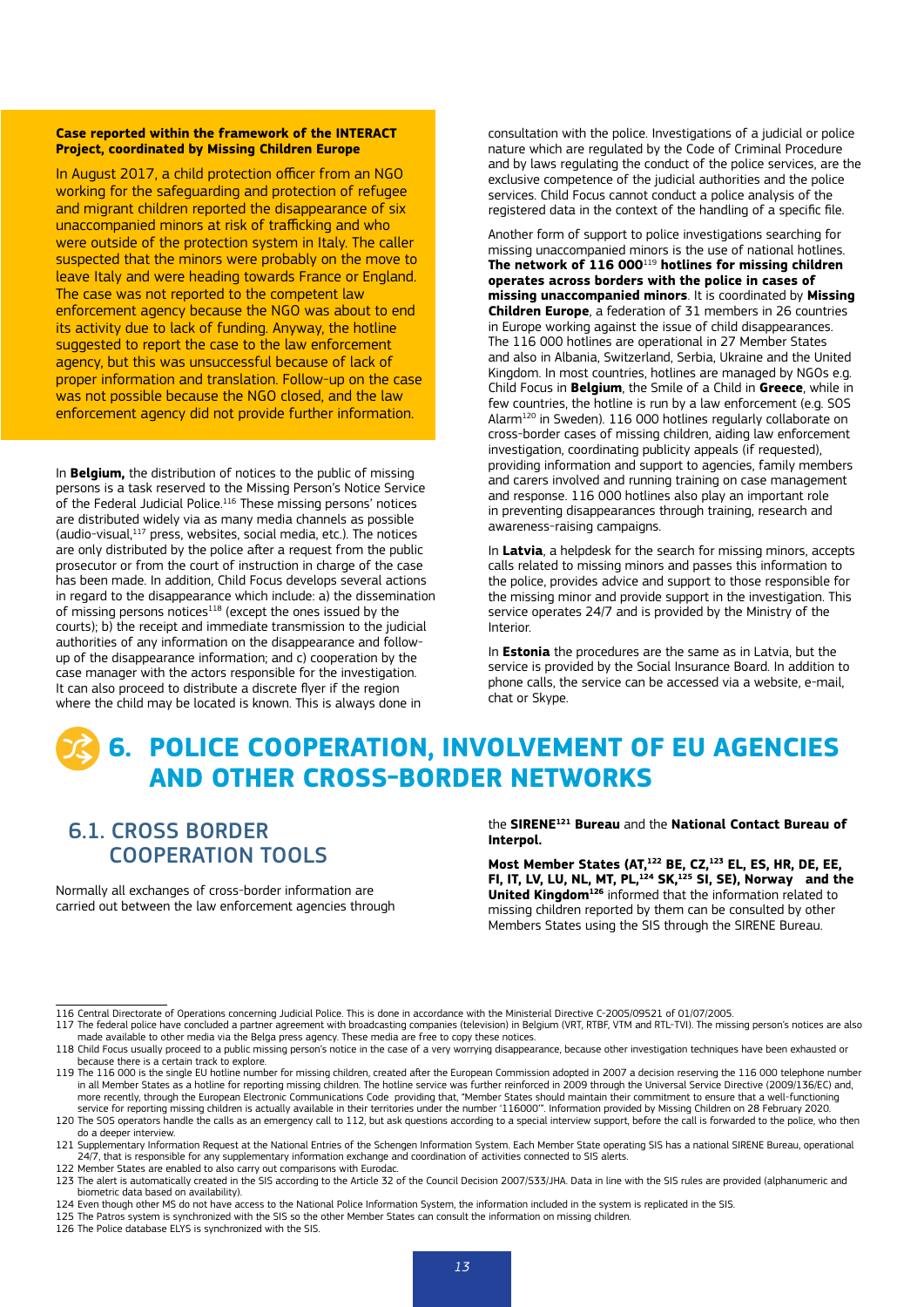**Case reported within the framework of the INTERACT Project, coordinated by Missing Children Europe**

In August 2017, a child protection officer from an NGO working for the safeguarding and protection of refugee and migrant children reported the disappearance of six unaccompanied minors at risk of trafficking and who were outside of the protection system in Italy. The caller suspected that the minors were probably on the move to leave Italy and were heading towards France or England. The case was not reported to the competent law enforcement agency because the NGO was about to end its activity due to lack of funding. Anyway, the hotline suggested to report the case to the law enforcement agency, but this was unsuccessful because of lack of proper information and translation. Follow-up on the case was not possible because the NGO closed, and the law enforcement agency did not provide further information.

In **Belgium,** the distribution of notices to the public of missing persons is a task reserved to the Missing Person's Notice Service of the Federal Judicial Police.[116] These missing persons' notices are distributed widely via as many media channels as possible (audio-visual,[117] press, websites, social media, etc.). The notices are only distributed by the police after a request from the public prosecutor or from the court of instruction in charge of the case has been made. In addition, Child Focus develops several actions in regard to the disappearance which include: a) the dissemination of missing persons notices[118] (except the ones issued by the courts); b) the receipt and immediate transmission to the judicial authorities of any information on the disappearance and follow-up of the disappearance information; and c) cooperation by the case manager with the actors responsible for the investigation. It can also proceed to distribute a discrete flyer if the region where the child may be located is known. This is always done in consultation with the police. Investigations of a judicial or police nature which are regulated by the Code of Criminal Procedure and by laws regulating the conduct of the police services, are the exclusive competence of the judicial authorities and the police services. Child Focus cannot conduct a police analysis of the registered data in the context of the handling of a specific file.

Another form of support to police investigations searching for missing unaccompanied minors is the use of national hotlines. **The network of 116 000**[119] **hotlines for missing children operates across borders with the police in cases of missing unaccompanied minors**. It is coordinated by **Missing Children Europe**, a federation of 31 members in 26 countries in Europe working against the issue of child disappearances. The 116 000 hotlines are operational in 27 Member States and also in Albania, Switzerland, Serbia, Ukraine and the United Kingdom. In most countries, hotlines are managed by NGOs e.g. Child Focus in **Belgium**, the Smile of a Child in **Greece**, while in few countries, the hotline is run by a law enforcement (e.g. SOS Alarm[120] in Sweden). 116 000 hotlines regularly collaborate on cross-border cases of missing children, aiding law enforcement investigation, coordinating publicity appeals (if requested), providing information and support to agencies, family members and carers involved and running training on case management and response. 116 000 hotlines also play an important role in preventing disappearances through training, research and awareness-raising campaigns.

In **Latvia**, a helpdesk for the search for missing minors, accepts calls related to missing minors and passes this information to the police, provides advice and support to those responsible for the missing minor and provide support in the investigation. This service operates 24/7 and is provided by the Ministry of the Interior.

In **Estonia** the procedures are the same as in Latvia, but the service is provided by the Social Insurance Board. In addition to phone calls, the service can be accessed via a website, e-mail, chat or Skype.

# 6. POLICE COOPERATION, INVOLVEMENT OF EU AGENCIES AND OTHER CROSS-BORDER NETWORKS

## 6.1. CROSS BORDER COOPERATION TOOLS

Normally all exchanges of cross-border information are carried out between the law enforcement agencies through the **SIRENE**[121] **Bureau** and the **National Contact Bureau of Interpol.**

**Most Member States (AT,**[122] **BE, CZ,**[123] **EL, ES, HR, DE, EE, FI, IT, LV, LU, NL, MT, PL,**[124] **SK,**[125] **SI, SE), Norway and the United Kingdom**[126] informed that the information related to missing children reported by them can be consulted by other Members States using the SIS through the SIRENE Bureau.

---

116 Central Directorate of Operations concerning Judicial Police. This is done in accordance with the Ministerial Directive C-2005/09521 of 01/07/2005.

117 The federal police have concluded a partner agreement with broadcasting companies (television) in Belgium (VRT, RTBF, VTM and RTL-TVI). The missing person's notices are also made available to other media via the Belga press agency. These media are free to copy these notices.

118 Child Focus usually proceed to a public missing person's notice in the case of a very worrying disappearance, because other investigation techniques have been exhausted or because there is a certain track to explore.

119 The 116 000 is the single EU hotline number for missing children, created after the European Commission adopted in 2007 a decision reserving the 116 000 telephone number in all Member States as a hotline for reporting missing children. The hotline service was further reinforced in 2009 through the Universal Service Directive (2009/136/EC) and, more recently, through the European Electronic Communications Code providing that, "Member States should maintain their commitment to ensure that a well-functioning service for reporting missing children is actually available in their territories under the number '116000'". Information provided by Missing Children on 28 February 2020.

120 The SOS operators handle the calls as an emergency call to 112, but ask questions according to a special interview support, before the call is forwarded to the police, who then do a deeper interview.

121 Supplementary Information Request at the National Entries of the Schengen Information System. Each Member State operating SIS has a national SIRENE Bureau, operational 24/7, that is responsible for any supplementary information exchange and coordination of activities connected to SIS alerts.

122 Member States are enabled to also carry out comparisons with Eurodac.

123 The alert is automatically created in the SIS according to the Article 32 of the Council Decision 2007/533/JHA. Data in line with the SIS rules are provided (alphanumeric and biometric data based on availability).

124 Even though other MS do not have access to the National Police Information System, the information included in the system is replicated in the SIS.

125 The Patros system is synchronized with the SIS so the other Member States can consult the information on missing children.

126 The Police database ELYS is synchronized with the SIS.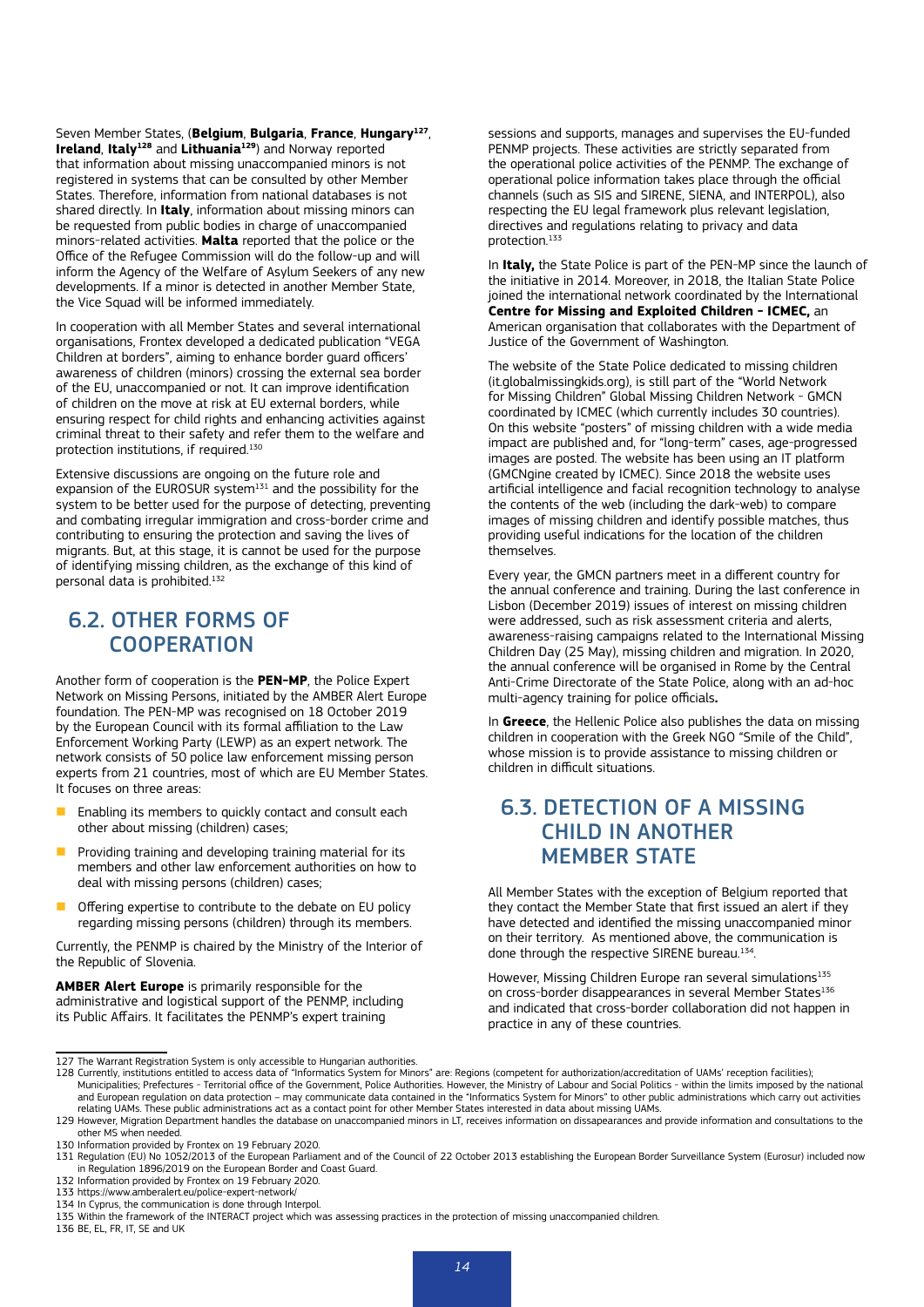Seven Member States, (**Belgium**, **Bulgaria**, **France**, **Hungary**[127], **Ireland**, **Italy**[128] and **Lithuania**[129]) and Norway reported that information about missing unaccompanied minors is not registered in systems that can be consulted by other Member States. Therefore, information from national databases is not shared directly. In **Italy**, information about missing minors can be requested from public bodies in charge of unaccompanied minors-related activities. **Malta** reported that the police or the Office of the Refugee Commission will do the follow-up and will inform the Agency of the Welfare of Asylum Seekers of any new developments. If a minor is detected in another Member State, the Vice Squad will be informed immediately.

In cooperation with all Member States and several international organisations, Frontex developed a dedicated publication "VEGA Children at borders", aiming to enhance border guard officers' awareness of children (minors) crossing the external sea border of the EU, unaccompanied or not. It can improve identification of children on the move at risk at EU external borders, while ensuring respect for child rights and enhancing activities against criminal threat to their safety and refer them to the welfare and protection institutions, if required.[130]

Extensive discussions are ongoing on the future role and expansion of the EUROSUR system[131] and the possibility for the system to be better used for the purpose of detecting, preventing and combating irregular immigration and cross-border crime and contributing to ensuring the protection and saving the lives of migrants. But, at this stage, it is cannot be used for the purpose of identifying missing children, as the exchange of this kind of personal data is prohibited.[132]

## 6.2. OTHER FORMS OF COOPERATION

Another form of cooperation is the **PEN-MP**, the Police Expert Network on Missing Persons, initiated by the AMBER Alert Europe foundation. The PEN-MP was recognised on 18 October 2019 by the European Council with its formal affiliation to the Law Enforcement Working Party (LEWP) as an expert network. The network consists of 50 police law enforcement missing person experts from 21 countries, most of which are EU Member States. It focuses on three areas:

- Enabling its members to quickly contact and consult each other about missing (children) cases;
- Providing training and developing training material for its members and other law enforcement authorities on how to deal with missing persons (children) cases;
- Offering expertise to contribute to the debate on EU policy regarding missing persons (children) through its members.

Currently, the PENMP is chaired by the Ministry of the Interior of the Republic of Slovenia.

**AMBER Alert Europe** is primarily responsible for the administrative and logistical support of the PENMP, including its Public Affairs. It facilitates the PENMP's expert training sessions and supports, manages and supervises the EU-funded PENMP projects. These activities are strictly separated from the operational police activities of the PENMP. The exchange of operational police information takes place through the official channels (such as SIS and SIRENE, SIENA, and INTERPOL), also respecting the EU legal framework plus relevant legislation, directives and regulations relating to privacy and data protection.[133]

In **Italy,** the State Police is part of the PEN-MP since the launch of the initiative in 2014. Moreover, in 2018, the Italian State Police joined the international network coordinated by the International **Centre for Missing and Exploited Children - ICMEC,** an American organisation that collaborates with the Department of Justice of the Government of Washington.

The website of the State Police dedicated to missing children (it.globalmissingkids.org), is still part of the "World Network for Missing Children" Global Missing Children Network - GMCN coordinated by ICMEC (which currently includes 30 countries). On this website "posters" of missing children with a wide media impact are published and, for "long-term" cases, age-progressed images are posted. The website has been using an IT platform (GMCNgine created by ICMEC). Since 2018 the website uses artificial intelligence and facial recognition technology to analyse the contents of the web (including the dark-web) to compare images of missing children and identify possible matches, thus providing useful indications for the location of the children themselves.

Every year, the GMCN partners meet in a different country for the annual conference and training. During the last conference in Lisbon (December 2019) issues of interest on missing children were addressed, such as risk assessment criteria and alerts, awareness-raising campaigns related to the International Missing Children Day (25 May), missing children and migration. In 2020, the annual conference will be organised in Rome by the Central Anti-Crime Directorate of the State Police, along with an ad-hoc multi-agency training for police officials**.**

In **Greece**, the Hellenic Police also publishes the data on missing children in cooperation with the Greek NGO "Smile of the Child", whose mission is to provide assistance to missing children or children in difficult situations.

## 6.3. DETECTION OF A MISSING CHILD IN ANOTHER MEMBER STATE

All Member States with the exception of Belgium reported that they contact the Member State that first issued an alert if they have detected and identified the missing unaccompanied minor on their territory. As mentioned above, the communication is done through the respective SIRENE bureau.[134].

However, Missing Children Europe ran several simulations[135] on cross-border disappearances in several Member States[136] and indicated that cross-border collaboration did not happen in practice in any of these countries.

---

127 The Warrant Registration System is only accessible to Hungarian authorities.

128 Currently, institutions entitled to access data of "Informatics System for Minors" are: Regions (competent for authorization/accreditation of UAMs' reception facilities); Municipalities; Prefectures - Territorial office of the Government, Police Authorities. However, the Ministry of Labour and Social Politics - within the limits imposed by the national and European regulation on data protection – may communicate data contained in the "Informatics System for Minors" to other public administrations which carry out activities relating UAMs. These public administrations act as a contact point for other Member States interested in data about missing UAMs.

129 However, Migration Department handles the database on unaccompanied minors in LT, receives information on dissapearances and provide information and consultations to the other MS when needed.

130 Information provided by Frontex on 19 February 2020.

131 Regulation (EU) No 1052/2013 of the European Parliament and of the Council of 22 October 2013 establishing the European Border Surveillance System (Eurosur) included now in Regulation 1896/2019 on the European Border and Coast Guard.

132 Information provided by Frontex on 19 February 2020.

133 https://www.amberalert.eu/police-expert-network/

134 In Cyprus, the communication is done through Interpol.

135 Within the framework of the INTERACT project which was assessing practices in the protection of missing unaccompanied children.

136 BE, EL, FR, IT, SE and UK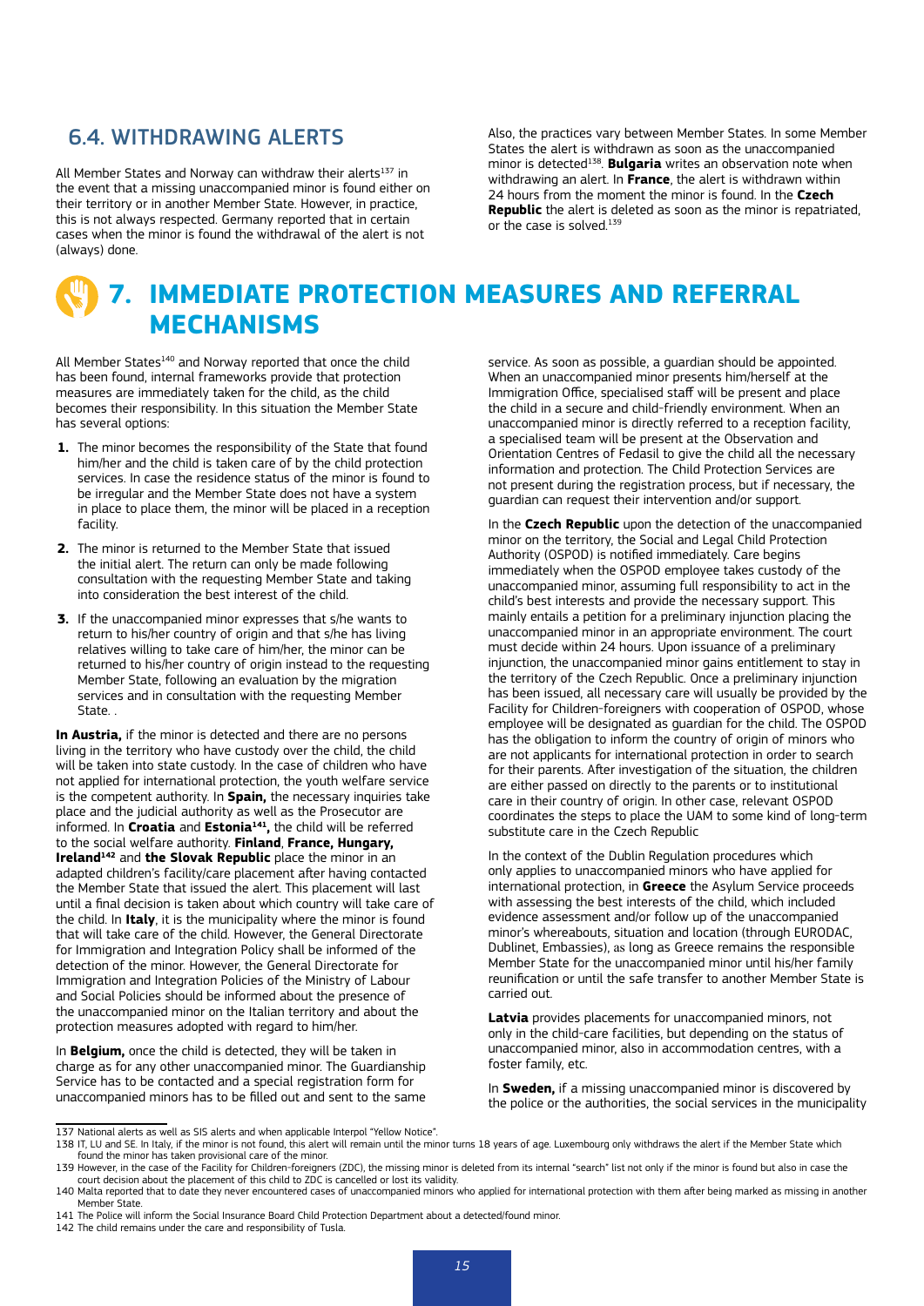## 6.4. WITHDRAWING ALERTS

All Member States and Norway can withdraw their alerts[137] in the event that a missing unaccompanied minor is found either on their territory or in another Member State. However, in practice, this is not always respected. Germany reported that in certain cases when the minor is found the withdrawal of the alert is not (always) done.

Also, the practices vary between Member States. In some Member States the alert is withdrawn as soon as the unaccompanied minor is detected[138]. **Bulgaria** writes an observation note when withdrawing an alert. In **France**, the alert is withdrawn within 24 hours from the moment the minor is found. In the **Czech Republic** the alert is deleted as soon as the minor is repatriated, or the case is solved.[139]

# 7. IMMEDIATE PROTECTION MEASURES AND REFERRAL MECHANISMS

All Member States[140] and Norway reported that once the child has been found, internal frameworks provide that protection measures are immediately taken for the child, as the child becomes their responsibility. In this situation the Member State has several options:

1. The minor becomes the responsibility of the State that found him/her and the child is taken care of by the child protection services. In case the residence status of the minor is found to be irregular and the Member State does not have a system in place to place them, the minor will be placed in a reception facility.
2. The minor is returned to the Member State that issued the initial alert. The return can only be made following consultation with the requesting Member State and taking into consideration the best interest of the child.
3. If the unaccompanied minor expresses that s/he wants to return to his/her country of origin and that s/he has living relatives willing to take care of him/her, the minor can be returned to his/her country of origin instead to the requesting Member State, following an evaluation by the migration services and in consultation with the requesting Member State. .

**In Austria,** if the minor is detected and there are no persons living in the territory who have custody over the child, the child will be taken into state custody. In the case of children who have not applied for international protection, the youth welfare service is the competent authority. In **Spain,** the necessary inquiries take place and the judicial authority as well as the Prosecutor are informed. In **Croatia** and **Estonia[141],** the child will be referred to the social welfare authority. **Finland**, **France, Hungary, Ireland[142]** and **the Slovak Republic** place the minor in an adapted children's facility/care placement after having contacted the Member State that issued the alert. This placement will last until a final decision is taken about which country will take care of the child. In **Italy**, it is the municipality where the minor is found that will take care of the child. However, the General Directorate for Immigration and Integration Policy shall be informed of the detection of the minor. However, the General Directorate for Immigration and Integration Policies of the Ministry of Labour and Social Policies should be informed about the presence of the unaccompanied minor on the Italian territory and about the protection measures adopted with regard to him/her.

In **Belgium,** once the child is detected, they will be taken in charge as for any other unaccompanied minor. The Guardianship Service has to be contacted and a special registration form for unaccompanied minors has to be filled out and sent to the same service. As soon as possible, a guardian should be appointed. When an unaccompanied minor presents him/herself at the Immigration Office, specialised staff will be present and place the child in a secure and child-friendly environment. When an unaccompanied minor is directly referred to a reception facility, a specialised team will be present at the Observation and Orientation Centres of Fedasil to give the child all the necessary information and protection. The Child Protection Services are not present during the registration process, but if necessary, the guardian can request their intervention and/or support.

In the **Czech Republic** upon the detection of the unaccompanied minor on the territory, the Social and Legal Child Protection Authority (OSPOD) is notified immediately. Care begins immediately when the OSPOD employee takes custody of the unaccompanied minor, assuming full responsibility to act in the child's best interests and provide the necessary support. This mainly entails a petition for a preliminary injunction placing the unaccompanied minor in an appropriate environment. The court must decide within 24 hours. Upon issuance of a preliminary injunction, the unaccompanied minor gains entitlement to stay in the territory of the Czech Republic. Once a preliminary injunction has been issued, all necessary care will usually be provided by the Facility for Children-foreigners with cooperation of OSPOD, whose employee will be designated as guardian for the child. The OSPOD has the obligation to inform the country of origin of minors who are not applicants for international protection in order to search for their parents. After investigation of the situation, the children are either passed on directly to the parents or to institutional care in their country of origin. In other case, relevant OSPOD coordinates the steps to place the UAM to some kind of long-term substitute care in the Czech Republic

In the context of the Dublin Regulation procedures which only applies to unaccompanied minors who have applied for international protection, in **Greece** the Asylum Service proceeds with assessing the best interests of the child, which included evidence assessment and/or follow up of the unaccompanied minor's whereabouts, situation and location (through EURODAC, Dublinet, Embassies), as long as Greece remains the responsible Member State for the unaccompanied minor until his/her family reunification or until the safe transfer to another Member State is carried out.

**Latvia** provides placements for unaccompanied minors, not only in the child-care facilities, but depending on the status of unaccompanied minor, also in accommodation centres, with a foster family, etc.

In **Sweden,** if a missing unaccompanied minor is discovered by the police or the authorities, the social services in the municipality

---

137 National alerts as well as SIS alerts and when applicable Interpol "Yellow Notice".

138 IT, LU and SE. In Italy, if the minor is not found, this alert will remain until the minor turns 18 years of age. Luxembourg only withdraws the alert if the Member State which found the minor has taken provisional care of the minor.

139 However, in the case of the Facility for Children-foreigners (ZDC), the missing minor is deleted from its internal "search" list not only if the minor is found but also in case the court decision about the placement of this child to ZDC is cancelled or lost its validity.

140 Malta reported that to date they never encountered cases of unaccompanied minors who applied for international protection with them after being marked as missing in another Member State.

141 The Police will inform the Social Insurance Board Child Protection Department about a detected/found minor.

142 The child remains under the care and responsibility of Tusla.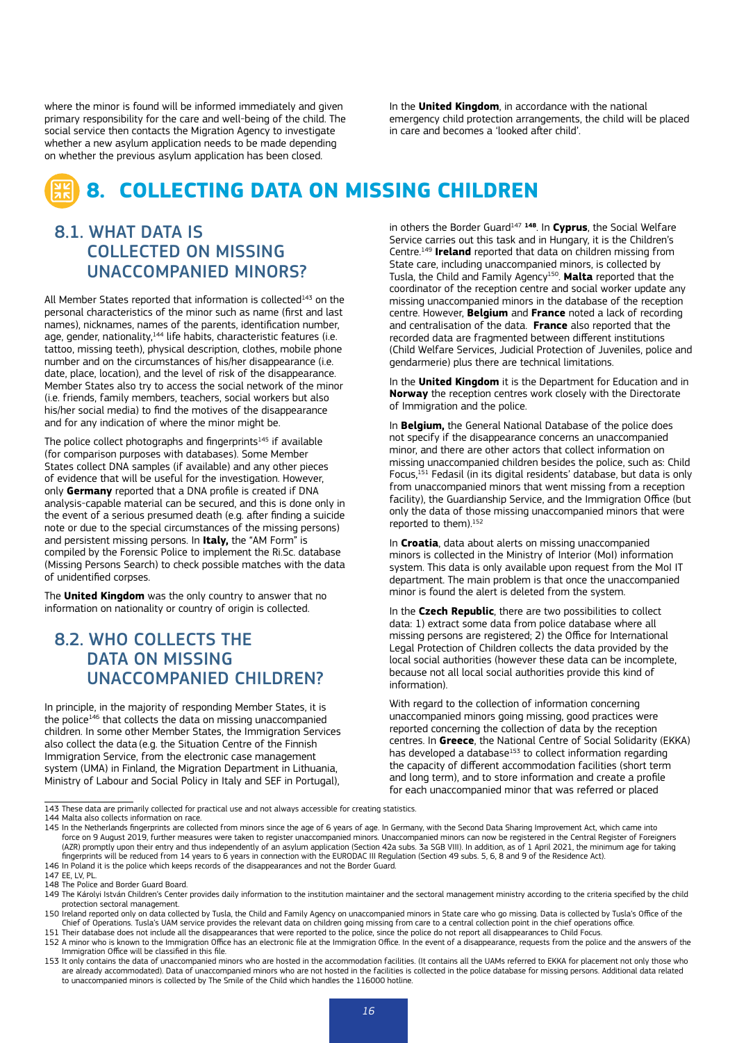where the minor is found will be informed immediately and given primary responsibility for the care and well-being of the child. The social service then contacts the Migration Agency to investigate whether a new asylum application needs to be made depending on whether the previous asylum application has been closed.

In the **United Kingdom**, in accordance with the national emergency child protection arrangements, the child will be placed in care and becomes a 'looked after child'.

# 8. COLLECTING DATA ON MISSING CHILDREN

## 8.1. WHAT DATA IS COLLECTED ON MISSING UNACCOMPANIED MINORS?

All Member States reported that information is collected[143] on the personal characteristics of the minor such as name (first and last names), nicknames, names of the parents, identification number, age, gender, nationality,[144] life habits, characteristic features (i.e. tattoo, missing teeth), physical description, clothes, mobile phone number and on the circumstances of his/her disappearance (i.e. date, place, location), and the level of risk of the disappearance. Member States also try to access the social network of the minor (i.e. friends, family members, teachers, social workers but also his/her social media) to find the motives of the disappearance and for any indication of where the minor might be.

The police collect photographs and fingerprints[145] if available (for comparison purposes with databases). Some Member States collect DNA samples (if available) and any other pieces of evidence that will be useful for the investigation. However, only **Germany** reported that a DNA profile is created if DNA analysis-capable material can be secured, and this is done only in the event of a serious presumed death (e.g. after finding a suicide note or due to the special circumstances of the missing persons) and persistent missing persons. In **Italy,** the "AM Form" is compiled by the Forensic Police to implement the Ri.Sc. database (Missing Persons Search) to check possible matches with the data of unidentified corpses.

The **United Kingdom** was the only country to answer that no information on nationality or country of origin is collected.

## 8.2. WHO COLLECTS THE DATA ON MISSING UNACCOMPANIED CHILDREN?

In principle, in the majority of responding Member States, it is the police[146] that collects the data on missing unaccompanied children. In some other Member States, the Immigration Services also collect the data (e.g. the Situation Centre of the Finnish Immigration Service, from the electronic case management system (UMA) in Finland, the Migration Department in Lithuania, Ministry of Labour and Social Policy in Italy and SEF in Portugal), in others the Border Guard[147] [148]. In **Cyprus**, the Social Welfare Service carries out this task and in Hungary, it is the Children's Centre.[149] **Ireland** reported that data on children missing from State care, including unaccompanied minors, is collected by Tusla, the Child and Family Agency[150]. **Malta** reported that the coordinator of the reception centre and social worker update any missing unaccompanied minors in the database of the reception centre. However, **Belgium** and **France** noted a lack of recording and centralisation of the data. **France** also reported that the recorded data are fragmented between different institutions (Child Welfare Services, Judicial Protection of Juveniles, police and gendarmerie) plus there are technical limitations.

In the **United Kingdom** it is the Department for Education and in **Norway** the reception centres work closely with the Directorate of Immigration and the police.

In **Belgium,** the General National Database of the police does not specify if the disappearance concerns an unaccompanied minor, and there are other actors that collect information on missing unaccompanied children besides the police, such as: Child Focus,[151] Fedasil (in its digital residents' database, but data is only from unaccompanied minors that went missing from a reception facility), the Guardianship Service, and the Immigration Office (but only the data of those missing unaccompanied minors that were reported to them).[152]

In **Croatia**, data about alerts on missing unaccompanied minors is collected in the Ministry of Interior (MoI) information system. This data is only available upon request from the MoI IT department. The main problem is that once the unaccompanied minor is found the alert is deleted from the system.

In the **Czech Republic**, there are two possibilities to collect data: 1) extract some data from police database where all missing persons are registered; 2) the Office for International Legal Protection of Children collects the data provided by the local social authorities (however these data can be incomplete, because not all local social authorities provide this kind of information).

With regard to the collection of information concerning unaccompanied minors going missing, good practices were reported concerning the collection of data by the reception centres. In **Greece**, the National Centre of Social Solidarity (EKKA) has developed a database[153] to collect information regarding the capacity of different accommodation facilities (short term and long term), and to store information and create a profile for each unaccompanied minor that was referred or placed

---

143 These data are primarily collected for practical use and not always accessible for creating statistics.

144 Malta also collects information on race.

145 In the Netherlands fingerprints are collected from minors since the age of 6 years of age. In Germany, with the Second Data Sharing Improvement Act, which came into force on 9 August 2019, further measures were taken to register unaccompanied minors. Unaccompanied minors can now be registered in the Central Register of Foreigners (AZR) promptly upon their entry and thus independently of an asylum application (Section 42a subs. 3a SGB VIII). In addition, as of 1 April 2021, the minimum age for taking fingerprints will be reduced from 14 years to 6 years in connection with the EURODAC III Regulation (Section 49 subs. 5, 6, 8 and 9 of the Residence Act).

146 In Poland it is the police which keeps records of the disappearances and not the Border Guard.

147 EE, LV, PL.

148 The Police and Border Guard Board.

149 The Károlyi István Children's Center provides daily information to the institution maintainer and the sectoral management ministry according to the criteria specified by the child protection sectoral management.

150 Ireland reported only on data collected by Tusla, the Child and Family Agency on unaccompanied minors in State care who go missing. Data is collected by Tusla's Office of the Chief of Operations. Tusla's UAM service provides the relevant data on children going missing from care to a central collection point in the chief operations office.

151 Their database does not include all the disappearances that were reported to the police, since the police do not report all disappearances to Child Focus.

152 A minor who is known to the Immigration Office has an electronic file at the Immigration Office. In the event of a disappearance, requests from the police and the answers of the Immigration Office will be classified in this file.

153 It only contains the data of unaccompanied minors who are hosted in the accommodation facilities. (It contains all the UAMs referred to EKKA for placement not only those who are already accommodated). Data of unaccompanied minors who are not hosted in the facilities is collected in the police database for missing persons. Additional data related to unaccompanied minors is collected by The Smile of the Child which handles the 116000 hotline.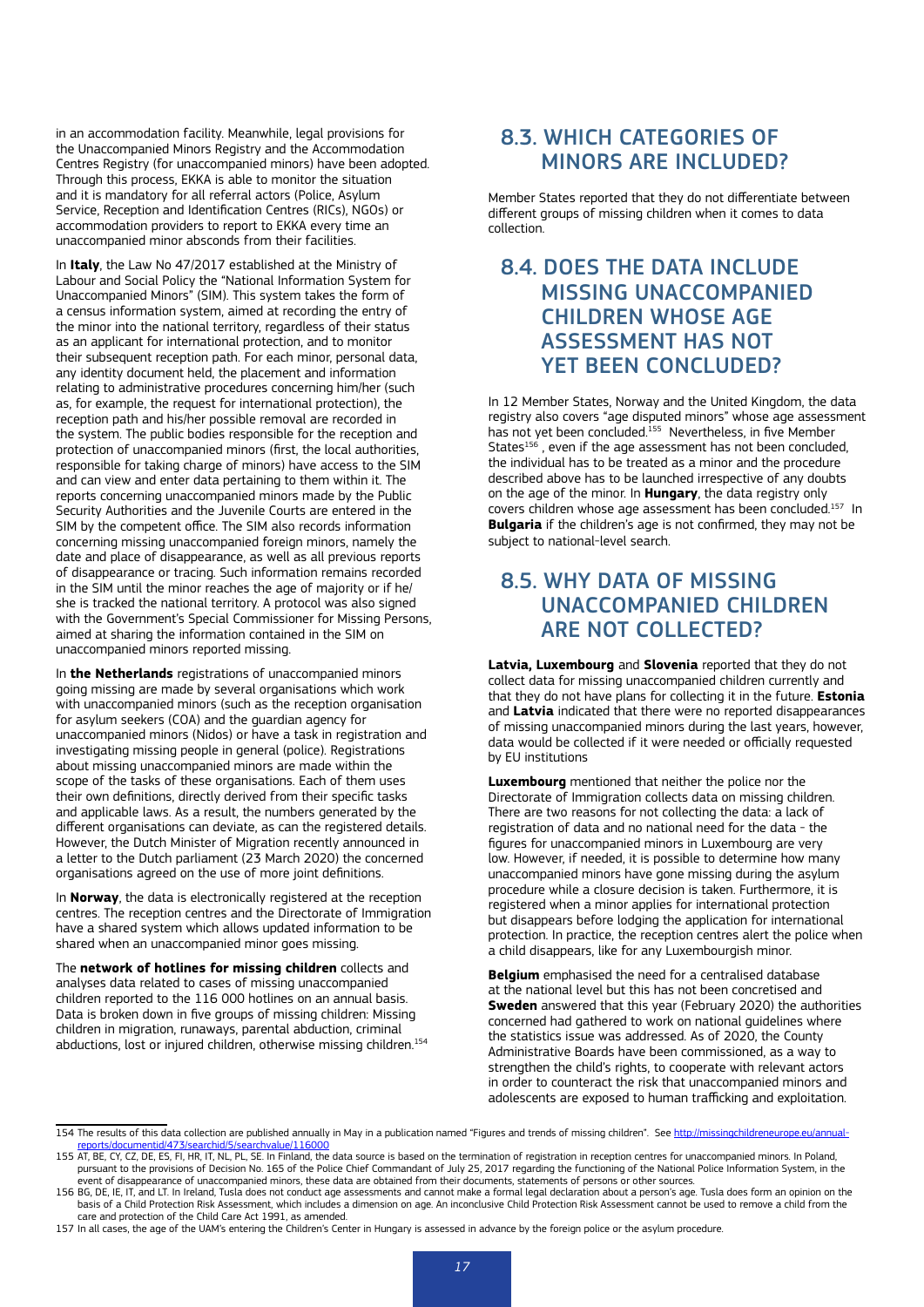in an accommodation facility. Meanwhile, legal provisions for the Unaccompanied Minors Registry and the Accommodation Centres Registry (for unaccompanied minors) have been adopted. Through this process, EKKA is able to monitor the situation and it is mandatory for all referral actors (Police, Asylum Service, Reception and Identification Centres (RICs), NGOs) or accommodation providers to report to EKKA every time an unaccompanied minor absconds from their facilities.

In **Italy**, the Law No 47/2017 established at the Ministry of Labour and Social Policy the "National Information System for Unaccompanied Minors" (SIM). This system takes the form of a census information system, aimed at recording the entry of the minor into the national territory, regardless of their status as an applicant for international protection, and to monitor their subsequent reception path. For each minor, personal data, any identity document held, the placement and information relating to administrative procedures concerning him/her (such as, for example, the request for international protection), the reception path and his/her possible removal are recorded in the system. The public bodies responsible for the reception and protection of unaccompanied minors (first, the local authorities, responsible for taking charge of minors) have access to the SIM and can view and enter data pertaining to them within it. The reports concerning unaccompanied minors made by the Public Security Authorities and the Juvenile Courts are entered in the SIM by the competent office. The SIM also records information concerning missing unaccompanied foreign minors, namely the date and place of disappearance, as well as all previous reports of disappearance or tracing. Such information remains recorded in the SIM until the minor reaches the age of majority or if he/she is tracked the national territory. A protocol was also signed with the Government's Special Commissioner for Missing Persons, aimed at sharing the information contained in the SIM on unaccompanied minors reported missing.

In **the Netherlands** registrations of unaccompanied minors going missing are made by several organisations which work with unaccompanied minors (such as the reception organisation for asylum seekers (COA) and the guardian agency for unaccompanied minors (Nidos) or have a task in registration and investigating missing people in general (police). Registrations about missing unaccompanied minors are made within the scope of the tasks of these organisations. Each of them uses their own definitions, directly derived from their specific tasks and applicable laws. As a result, the numbers generated by the different organisations can deviate, as can the registered details. However, the Dutch Minister of Migration recently announced in a letter to the Dutch parliament (23 March 2020) the concerned organisations agreed on the use of more joint definitions.

In **Norway**, the data is electronically registered at the reception centres. The reception centres and the Directorate of Immigration have a shared system which allows updated information to be shared when an unaccompanied minor goes missing.

The **network of hotlines for missing children** collects and analyses data related to cases of missing unaccompanied children reported to the 116 000 hotlines on an annual basis. Data is broken down in five groups of missing children: Missing children in migration, runaways, parental abduction, criminal abductions, lost or injured children, otherwise missing children.[154]

## 8.3. WHICH CATEGORIES OF MINORS ARE INCLUDED?

Member States reported that they do not differentiate between different groups of missing children when it comes to data collection.

## 8.4. DOES THE DATA INCLUDE MISSING UNACCOMPANIED CHILDREN WHOSE AGE ASSESSMENT HAS NOT YET BEEN CONCLUDED?

In 12 Member States, Norway and the United Kingdom, the data registry also covers "age disputed minors" whose age assessment has not yet been concluded.[155] Nevertheless, in five Member States[156] , even if the age assessment has not been concluded, the individual has to be treated as a minor and the procedure described above has to be launched irrespective of any doubts on the age of the minor. In **Hungary**, the data registry only covers children whose age assessment has been concluded.[157] In **Bulgaria** if the children's age is not confirmed, they may not be subject to national-level search.

## 8.5. WHY DATA OF MISSING UNACCOMPANIED CHILDREN ARE NOT COLLECTED?

**Latvia, Luxembourg** and **Slovenia** reported that they do not collect data for missing unaccompanied children currently and that they do not have plans for collecting it in the future. **Estonia** and **Latvia** indicated that there were no reported disappearances of missing unaccompanied minors during the last years, however, data would be collected if it were needed or officially requested by EU institutions

**Luxembourg** mentioned that neither the police nor the Directorate of Immigration collects data on missing children. There are two reasons for not collecting the data: a lack of registration of data and no national need for the data - the figures for unaccompanied minors in Luxembourg are very low. However, if needed, it is possible to determine how many unaccompanied minors have gone missing during the asylum procedure while a closure decision is taken. Furthermore, it is registered when a minor applies for international protection but disappears before lodging the application for international protection. In practice, the reception centres alert the police when a child disappears, like for any Luxembourgish minor.

**Belgium** emphasised the need for a centralised database at the national level but this has not been concretised and **Sweden** answered that this year (February 2020) the authorities concerned had gathered to work on national guidelines where the statistics issue was addressed. As of 2020, the County Administrative Boards have been commissioned, as a way to strengthen the child's rights, to cooperate with relevant actors in order to counteract the risk that unaccompanied minors and adolescents are exposed to human trafficking and exploitation.

---

154 The results of this data collection are published annually in May in a publication named "Figures and trends of missing children". See http://missingchildreneurope.eu/annual-reports/documentid/473/searchid/5/searchvalue/116000

155 AT, BE, CY, CZ, DE, ES, FI, HR, IT, NL, PL, SE. In Finland, the data source is based on the termination of registration in reception centres for unaccompanied minors. In Poland, pursuant to the provisions of Decision No. 165 of the Police Chief Commandant of July 25, 2017 regarding the functioning of the National Police Information System, in the event of disappearance of unaccompanied minors, these data are obtained from their documents, statements of persons or other sources.

156 BG, DE, IE, IT, and LT. In Ireland, Tusla does not conduct age assessments and cannot make a formal legal declaration about a person's age. Tusla does form an opinion on the basis of a Child Protection Risk Assessment, which includes a dimension on age. An inconclusive Child Protection Risk Assessment cannot be used to remove a child from the care and protection of the Child Care Act 1991, as amended.

157 In all cases, the age of the UAM's entering the Children's Center in Hungary is assessed in advance by the foreign police or the asylum procedure.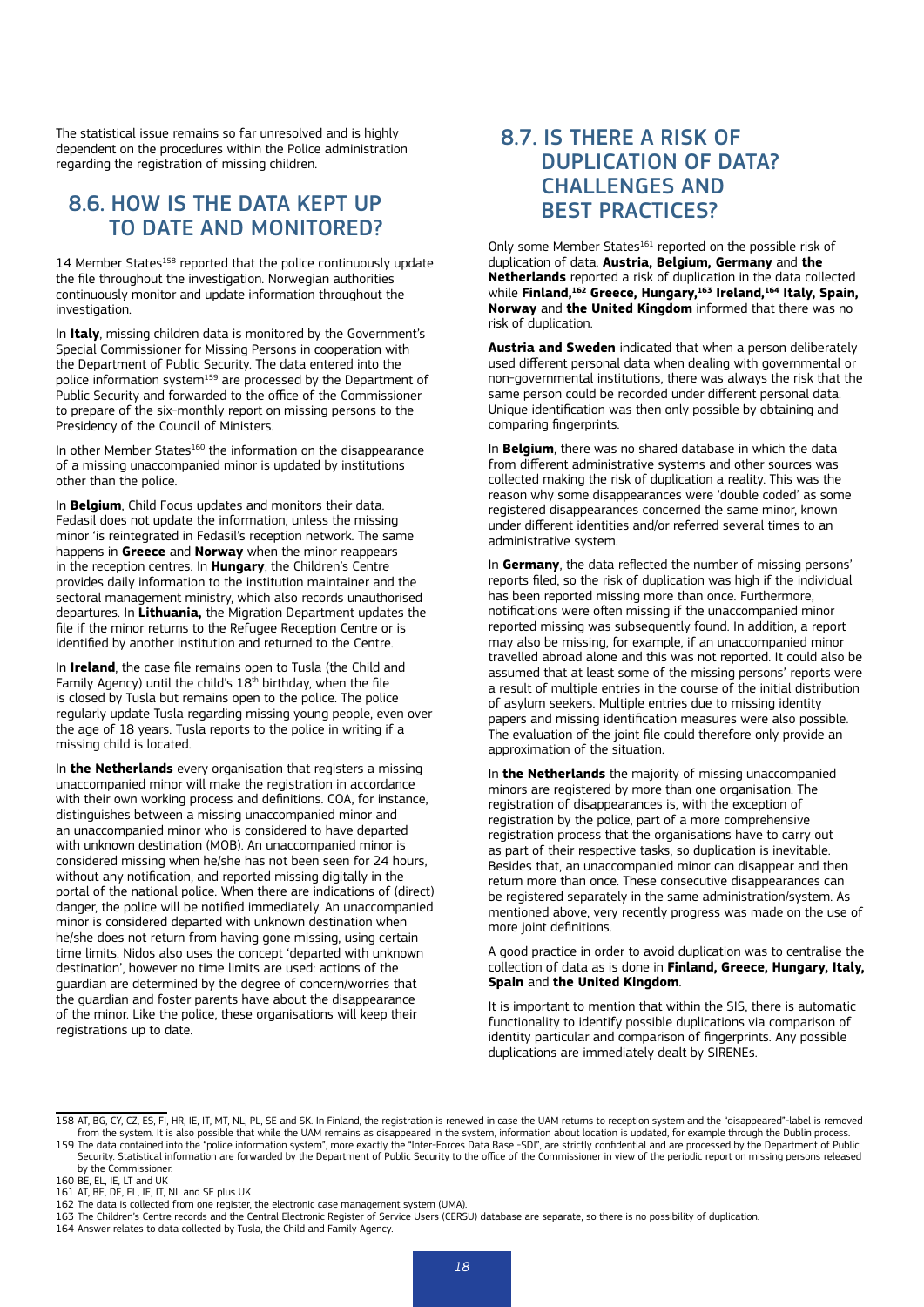The statistical issue remains so far unresolved and is highly dependent on the procedures within the Police administration regarding the registration of missing children.

## 8.6. HOW IS THE DATA KEPT UP TO DATE AND MONITORED?

14 Member States[158] reported that the police continuously update the file throughout the investigation. Norwegian authorities continuously monitor and update information throughout the investigation.

In **Italy**, missing children data is monitored by the Government's Special Commissioner for Missing Persons in cooperation with the Department of Public Security. The data entered into the police information system[159] are processed by the Department of Public Security and forwarded to the office of the Commissioner to prepare of the six-monthly report on missing persons to the Presidency of the Council of Ministers.

In other Member States[160] the information on the disappearance of a missing unaccompanied minor is updated by institutions other than the police.

In **Belgium**, Child Focus updates and monitors their data. Fedasil does not update the information, unless the missing minor 'is reintegrated in Fedasil's reception network. The same happens in **Greece** and **Norway** when the minor reappears in the reception centres. In **Hungary**, the Children's Centre provides daily information to the institution maintainer and the sectoral management ministry, which also records unauthorised departures. In **Lithuania,** the Migration Department updates the file if the minor returns to the Refugee Reception Centre or is identified by another institution and returned to the Centre.

In **Ireland**, the case file remains open to Tusla (the Child and Family Agency) until the child's 18th birthday, when the file is closed by Tusla but remains open to the police. The police regularly update Tusla regarding missing young people, even over the age of 18 years. Tusla reports to the police in writing if a missing child is located.

In **the Netherlands** every organisation that registers a missing unaccompanied minor will make the registration in accordance with their own working process and definitions. COA, for instance, distinguishes between a missing unaccompanied minor and an unaccompanied minor who is considered to have departed with unknown destination (MOB). An unaccompanied minor is considered missing when he/she has not been seen for 24 hours, without any notification, and reported missing digitally in the portal of the national police. When there are indications of (direct) danger, the police will be notified immediately. An unaccompanied minor is considered departed with unknown destination when he/she does not return from having gone missing, using certain time limits. Nidos also uses the concept 'departed with unknown destination', however no time limits are used: actions of the guardian are determined by the degree of concern/worries that the guardian and foster parents have about the disappearance of the minor. Like the police, these organisations will keep their registrations up to date.

## 8.7. IS THERE A RISK OF DUPLICATION OF DATA? CHALLENGES AND BEST PRACTICES?

Only some Member States[161] reported on the possible risk of duplication of data. **Austria, Belgium, Germany** and **the Netherlands** reported a risk of duplication in the data collected while **Finland,[162] Greece, Hungary,[163] Ireland,[164] Italy, Spain, Norway** and **the United Kingdom** informed that there was no risk of duplication.

**Austria and Sweden** indicated that when a person deliberately used different personal data when dealing with governmental or non-governmental institutions, there was always the risk that the same person could be recorded under different personal data. Unique identification was then only possible by obtaining and comparing fingerprints.

In **Belgium**, there was no shared database in which the data from different administrative systems and other sources was collected making the risk of duplication a reality. This was the reason why some disappearances were 'double coded' as some registered disappearances concerned the same minor, known under different identities and/or referred several times to an administrative system.

In **Germany**, the data reflected the number of missing persons' reports filed, so the risk of duplication was high if the individual has been reported missing more than once. Furthermore, notifications were often missing if the unaccompanied minor reported missing was subsequently found. In addition, a report may also be missing, for example, if an unaccompanied minor travelled abroad alone and this was not reported. It could also be assumed that at least some of the missing persons' reports were a result of multiple entries in the course of the initial distribution of asylum seekers. Multiple entries due to missing identity papers and missing identification measures were also possible. The evaluation of the joint file could therefore only provide an approximation of the situation.

In **the Netherlands** the majority of missing unaccompanied minors are registered by more than one organisation. The registration of disappearances is, with the exception of registration by the police, part of a more comprehensive registration process that the organisations have to carry out as part of their respective tasks, so duplication is inevitable. Besides that, an unaccompanied minor can disappear and then return more than once. These consecutive disappearances can be registered separately in the same administration/system. As mentioned above, very recently progress was made on the use of more joint definitions.

A good practice in order to avoid duplication was to centralise the collection of data as is done in **Finland, Greece, Hungary, Italy, Spain** and **the United Kingdom**.

It is important to mention that within the SIS, there is automatic functionality to identify possible duplications via comparison of identity particular and comparison of fingerprints. Any possible duplications are immediately dealt by SIRENEs.

---

158 AT, BG, CY, CZ, ES, FI, HR, IE, IT, MT, NL, PL, SE and SK. In Finland, the registration is renewed in case the UAM returns to reception system and the "disappeared"-label is removed from the system. It is also possible that while the UAM remains as disappeared in the system, information about location is updated, for example through the Dublin process.

159 The data contained into the "police information system", more exactly the "Inter-Forces Data Base -SDI", are strictly confidential and are processed by the Department of Public Security. Statistical information are forwarded by the Department of Public Security to the office of the Commissioner in view of the periodic report on missing persons released by the Commissioner.

160 BE, EL, IE, LT and UK

161 AT, BE, DE, EL, IE, IT, NL and SE plus UK

162 The data is collected from one register, the electronic case management system (UMA).

163 The Children's Centre records and the Central Electronic Register of Service Users (CERSU) database are separate, so there is no possibility of duplication.

164 Answer relates to data collected by Tusla, the Child and Family Agency.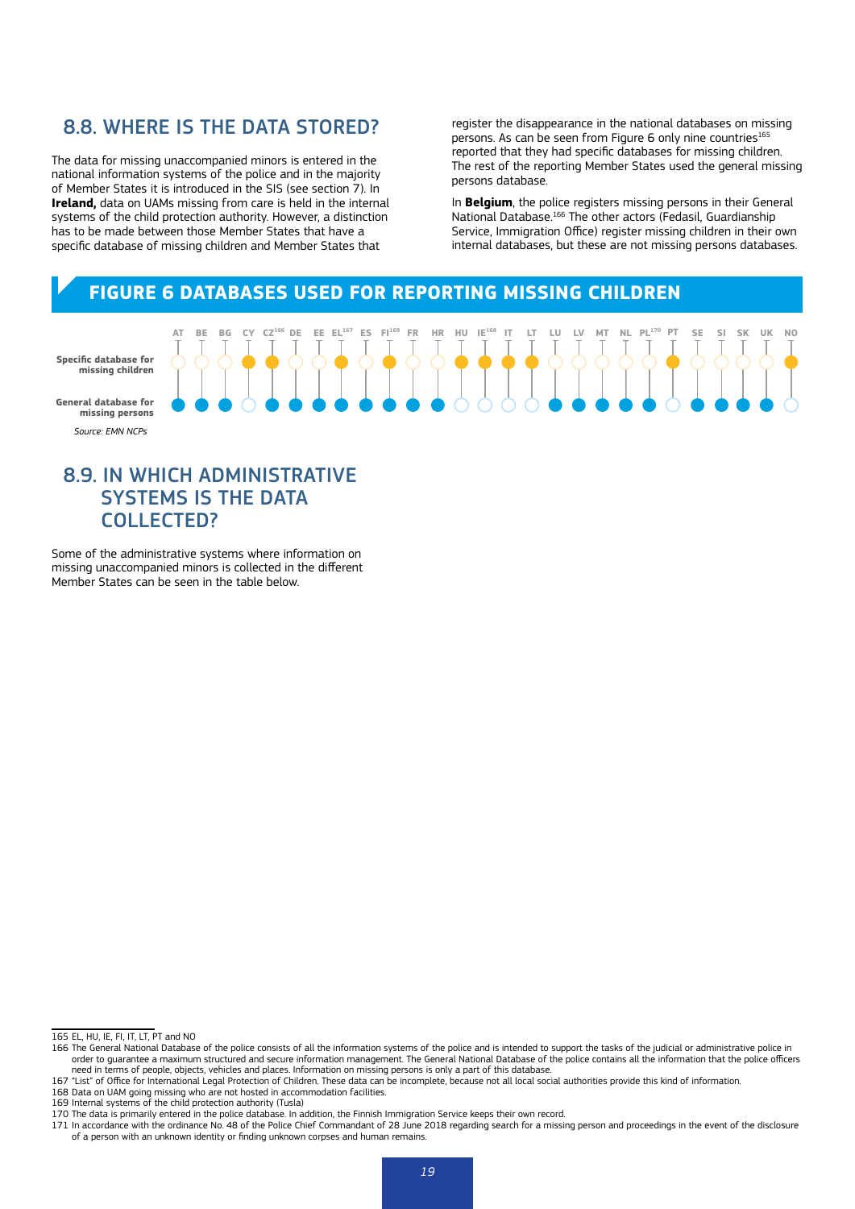## 8.8. WHERE IS THE DATA STORED?

The data for missing unaccompanied minors is entered in the national information systems of the police and in the majority of Member States it is introduced in the SIS (see section 7). In **Ireland,** data on UAMs missing from care is held in the internal systems of the child protection authority. However, a distinction has to be made between those Member States that have a specific database of missing children and Member States that register the disappearance in the national databases on missing persons. As can be seen from Figure 6 only nine countries[165] reported that they had specific databases for missing children. The rest of the reporting Member States used the general missing persons database.

In **Belgium**, the police registers missing persons in their General National Database.[166] The other actors (Fedasil, Guardianship Service, Immigration Office) register missing children in their own internal databases, but these are not missing persons databases.

## FIGURE 6 DATABASES USED FOR REPORTING MISSING CHILDREN

| | AT | BE | BG | CY | CZ[166] | DE | EE | EL[167] | ES | FI[169] | FR | HR | HU | IE[168] | IT | LT | LU | LV | MT | NL | PL[170] | PT | SE | SI | SK | UK | NO |
|---|---|---|---|---|---|---|---|---|---|---|---|---|---|---|---|---|---|---|---|---|---|---|---|---|---|---|---|
| **Specific database for missing children** | | | | ● | ● | | | ● | | ● | | | ● | ● | ● | ● | | | | | | ● | | | | | ● |
| **General database for missing persons** | ● | ● | ● | | ● | ● | ● | ● | ● | ● | ● | ● | | | | | ● | ● | ● | ● | ● | | ● | ● | ● | ● | |

*Source: EMN NCPs*

## 8.9. IN WHICH ADMINISTRATIVE SYSTEMS IS THE DATA COLLECTED?

Some of the administrative systems where information on missing unaccompanied minors is collected in the different Member States can be seen in the table below.

---

165 EL, HU, IE, FI, IT, LT, PT and NO

166 The General National Database of the police consists of all the information systems of the police and is intended to support the tasks of the judicial or administrative police in order to guarantee a maximum structured and secure information management. The General National Database of the police contains all the information that the police officers need in terms of people, objects, vehicles and places. Information on missing persons is only a part of this database.

167 "List" of Office for International Legal Protection of Children. These data can be incomplete, because not all local social authorities provide this kind of information.

168 Data on UAM going missing who are not hosted in accommodation facilities.

169 Internal systems of the child protection authority (Tusla)

170 The data is primarily entered in the police database. In addition, the Finnish Immigration Service keeps their own record.

171 In accordance with the ordinance No. 48 of the Police Chief Commandant of 28 June 2018 regarding search for a missing person and proceedings in the event of the disclosure of a person with an unknown identity or finding unknown corpses and human remains.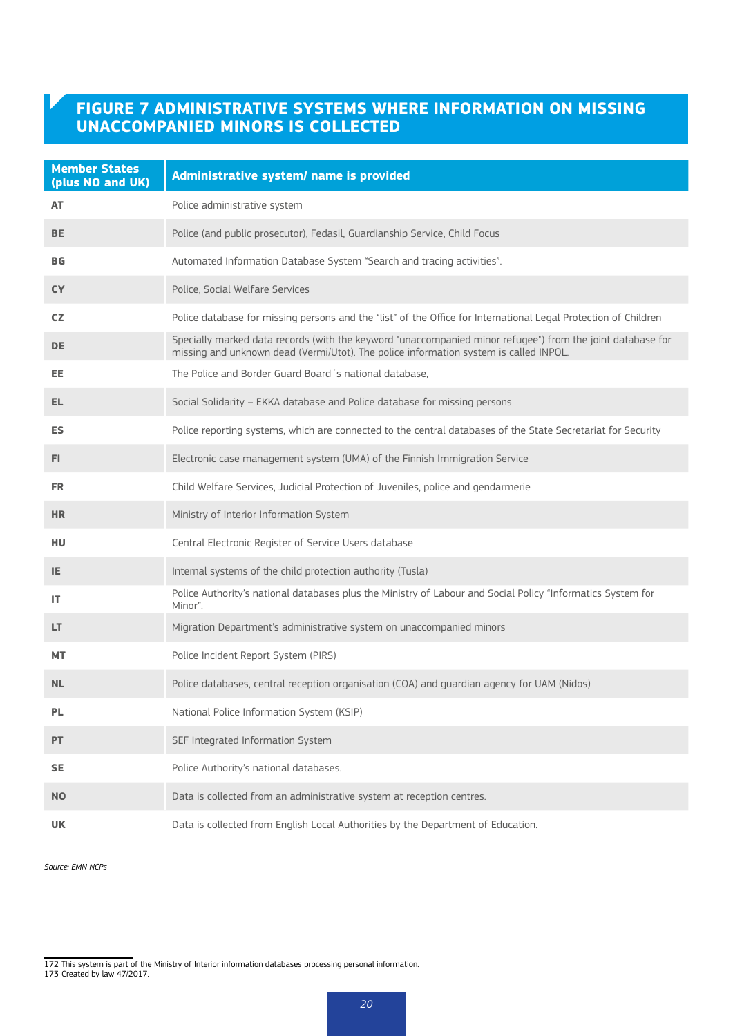## FIGURE 7 ADMINISTRATIVE SYSTEMS WHERE INFORMATION ON MISSING UNACCOMPANIED MINORS IS COLLECTED

| Member States (plus NO and UK) | Administrative system/ name is provided |
|---|---|
| **AT** | Police administrative system |
| **BE** | Police (and public prosecutor), Fedasil, Guardianship Service, Child Focus |
| **BG** | Automated Information Database System "Search and tracing activities". |
| **CY** | Police, Social Welfare Services |
| **CZ** | Police database for missing persons and the "list" of the Office for International Legal Protection of Children |
| **DE** | Specially marked data records (with the keyword "unaccompanied minor refugee") from the joint database for missing and unknown dead (Vermi/Utot). The police information system is called INPOL. |
| **EE** | The Police and Border Guard Board´s national database, |
| **EL** | Social Solidarity – EKKA database and Police database for missing persons |
| **ES** | Police reporting systems, which are connected to the central databases of the State Secretariat for Security |
| **FI** | Electronic case management system (UMA) of the Finnish Immigration Service |
| **FR** | Child Welfare Services, Judicial Protection of Juveniles, police and gendarmerie |
| **HR** | Ministry of Interior Information System |
| **HU** | Central Electronic Register of Service Users database |
| **IE** | Internal systems of the child protection authority (Tusla) |
| **IT** | Police Authority's national databases plus the Ministry of Labour and Social Policy "Informatics System for Minor". |
| **LT** | Migration Department's administrative system on unaccompanied minors |
| **MT** | Police Incident Report System (PIRS) |
| **NL** | Police databases, central reception organisation (COA) and guardian agency for UAM (Nidos) |
| **PL** | National Police Information System (KSIP) |
| **PT** | SEF Integrated Information System |
| **SE** | Police Authority's national databases. |
| **NO** | Data is collected from an administrative system at reception centres. |
| **UK** | Data is collected from English Local Authorities by the Department of Education. |

*Source: EMN NCPs*

172 This system is part of the Ministry of Interior information databases processing personal information.
173 Created by law 47/2017.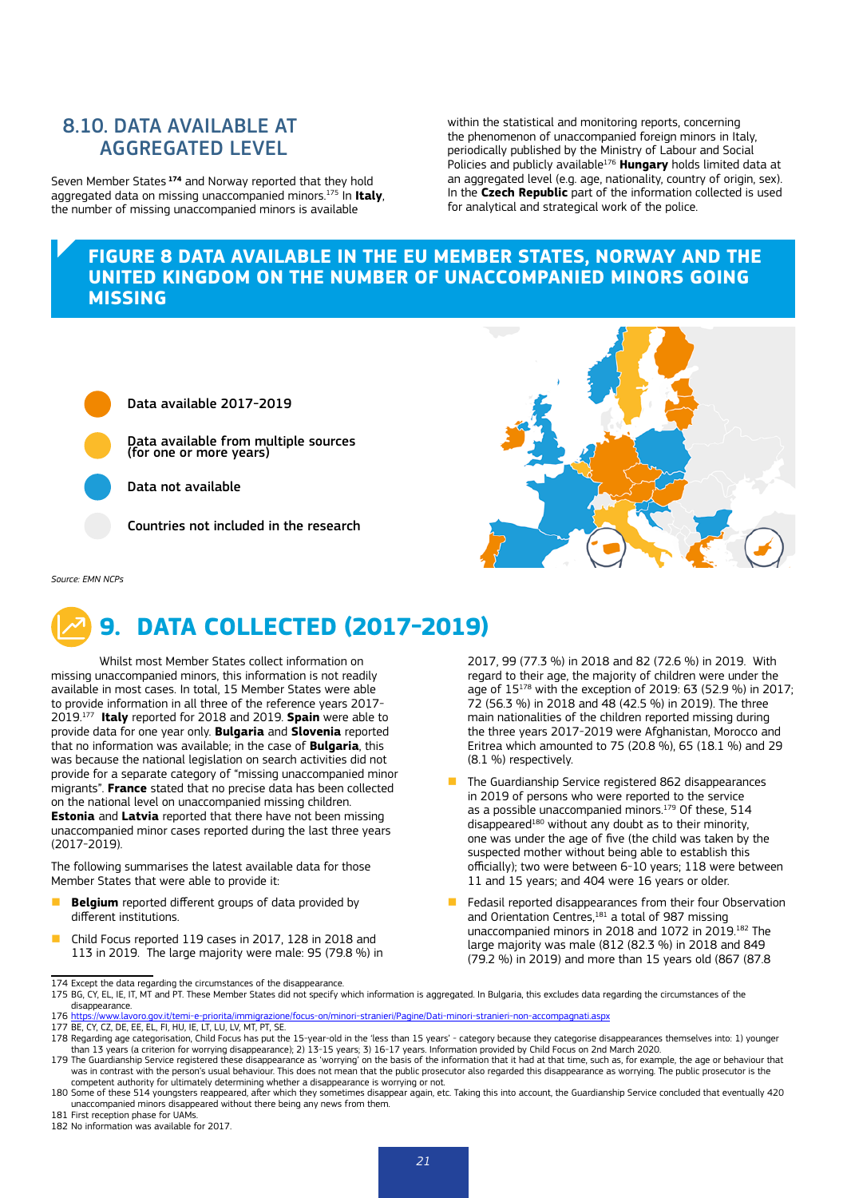## 8.10. DATA AVAILABLE AT AGGREGATED LEVEL

Seven Member States [174] and Norway reported that they hold aggregated data on missing unaccompanied minors.[175] In **Italy**, the number of missing unaccompanied minors is available within the statistical and monitoring reports, concerning the phenomenon of unaccompanied foreign minors in Italy, periodically published by the Ministry of Labour and Social Policies and publicly available[176] **Hungary** holds limited data at an aggregated level (e.g. age, nationality, country of origin, sex). In the **Czech Republic** part of the information collected is used for analytical and strategical work of the police.

### FIGURE 8 DATA AVAILABLE IN THE EU MEMBER STATES, NORWAY AND THE UNITED KINGDOM ON THE NUMBER OF UNACCOMPANIED MINORS GOING MISSING

- Data available 2017-2019
- Data available from multiple sources (for one or more years)
- Data not available
- Countries not included in the research

*Source: EMN NCPs*

# 9. DATA COLLECTED (2017-2019)

Whilst most Member States collect information on missing unaccompanied minors, this information is not readily available in most cases. In total, 15 Member States were able to provide information in all three of the reference years 2017-2019.[177] **Italy** reported for 2018 and 2019. **Spain** were able to provide data for one year only. **Bulgaria** and **Slovenia** reported that no information was available; in the case of **Bulgaria**, this was because the national legislation on search activities did not provide for a separate category of "missing unaccompanied minor migrants". **France** stated that no precise data has been collected on the national level on unaccompanied missing children. **Estonia** and **Latvia** reported that there have not been missing unaccompanied minor cases reported during the last three years (2017-2019).

The following summarises the latest available data for those Member States that were able to provide it:

- **Belgium** reported different groups of data provided by different institutions.
- Child Focus reported 119 cases in 2017, 128 in 2018 and 113 in 2019. The large majority were male: 95 (79.8 %) in 2017, 99 (77.3 %) in 2018 and 82 (72.6 %) in 2019. With regard to their age, the majority of children were under the age of 15[178] with the exception of 2019: 63 (52.9 %) in 2017; 72 (56.3 %) in 2018 and 48 (42.5 %) in 2019). The three main nationalities of the children reported missing during the three years 2017-2019 were Afghanistan, Morocco and Eritrea which amounted to 75 (20.8 %), 65 (18.1 %) and 29 (8.1 %) respectively.
- The Guardianship Service registered 862 disappearances in 2019 of persons who were reported to the service as a possible unaccompanied minors.[179] Of these, 514 disappeared[180] without any doubt as to their minority, one was under the age of five (the child was taken by the suspected mother without being able to establish this officially); two were between 6-10 years; 118 were between 11 and 15 years; and 404 were 16 years or older.
- Fedasil reported disappearances from their four Observation and Orientation Centres,[181] a total of 987 missing unaccompanied minors in 2018 and 1072 in 2019.[182] The large majority was male (812 (82.3 %) in 2018 and 849 (79.2 %) in 2019) and more than 15 years old (867 (87.8

---

174 Except the data regarding the circumstances of the disappearance.

175 BG, CY, EL, IE, IT, MT and PT. These Member States did not specify which information is aggregated. In Bulgaria, this excludes data regarding the circumstances of the disappearance.

176 https://www.lavoro.gov.it/temi-e-priorita/immigrazione/focus-on/minori-stranieri/Pagine/Dati-minori-stranieri-non-accompagnati.aspx

177 BE, CY, CZ, DE, EE, EL, FI, HU, IE, LT, LU, LV, MT, PT, SE.

178 Regarding age categorisation, Child Focus has put the 15-year-old in the 'less than 15 years' - category because they categorise disappearances themselves into: 1) younger than 13 years (a criterion for worrying disappearance); 2) 13-15 years; 3) 16-17 years. Information provided by Child Focus on 2nd March 2020.

179 The Guardianship Service registered these disappearance as 'worrying' on the basis of the information that it had at that time, such as, for example, the age or behaviour that was in contrast with the person's usual behaviour. This does not mean that the public prosecutor also regarded this disappearance as worrying. The public prosecutor is the competent authority for ultimately determining whether a disappearance is worrying or not.

180 Some of these 514 youngsters reappeared, after which they sometimes disappear again, etc. Taking this into account, the Guardianship Service concluded that eventually 420 unaccompanied minors disappeared without there being any news from them.

181 First reception phase for UAMs.

182 No information was available for 2017.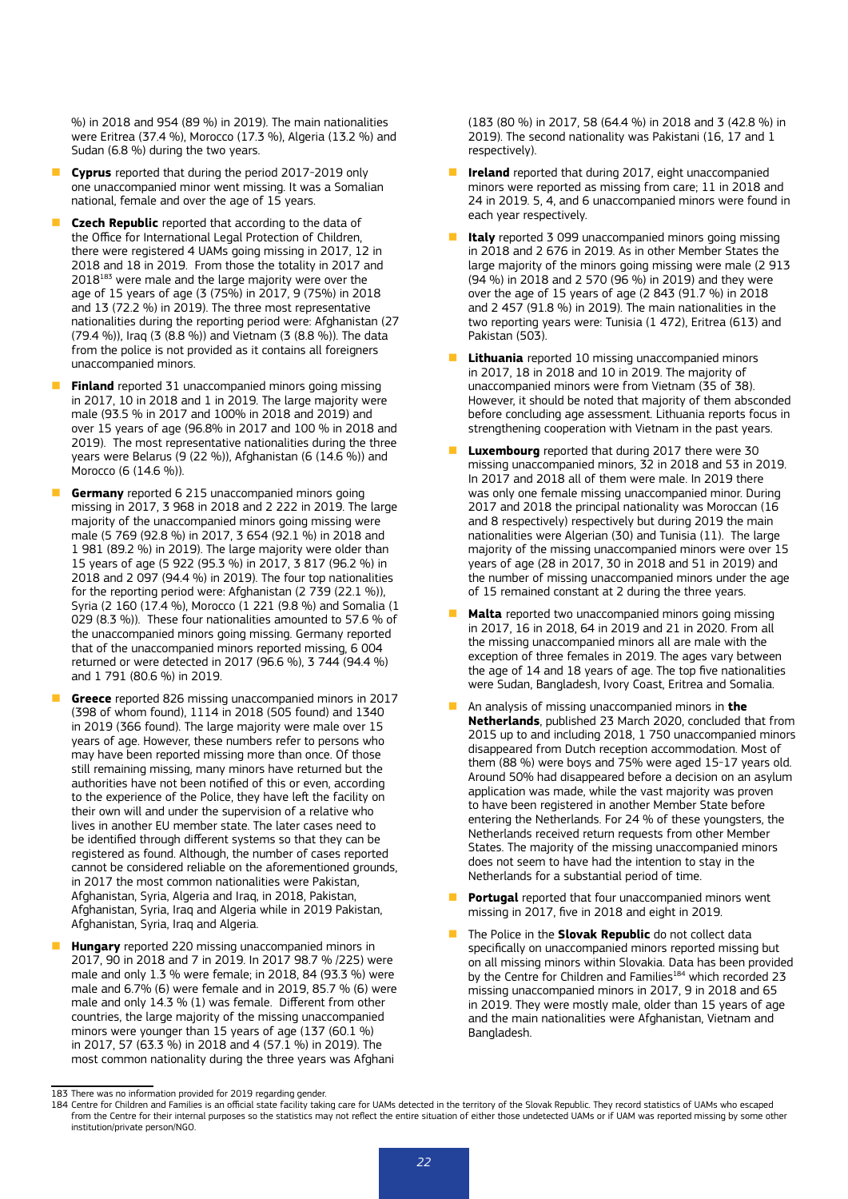%) in 2018 and 954 (89 %) in 2019). The main nationalities were Eritrea (37.4 %), Morocco (17.3 %), Algeria (13.2 %) and Sudan (6.8 %) during the two years.

- **Cyprus** reported that during the period 2017-2019 only one unaccompanied minor went missing. It was a Somalian national, female and over the age of 15 years.
- **Czech Republic** reported that according to the data of the Office for International Legal Protection of Children, there were registered 4 UAMs going missing in 2017, 12 in 2018 and 18 in 2019. From those the totality in 2017 and 2018[183] were male and the large majority were over the age of 15 years of age (3 (75%) in 2017, 9 (75%) in 2018 and 13 (72.2 %) in 2019). The three most representative nationalities during the reporting period were: Afghanistan (27 (79.4 %)), Iraq (3 (8.8 %)) and Vietnam (3 (8.8 %)). The data from the police is not provided as it contains all foreigners unaccompanied minors.
- **Finland** reported 31 unaccompanied minors going missing in 2017, 10 in 2018 and 1 in 2019. The large majority were male (93.5 % in 2017 and 100% in 2018 and 2019) and over 15 years of age (96.8% in 2017 and 100 % in 2018 and 2019). The most representative nationalities during the three years were Belarus (9 (22 %)), Afghanistan (6 (14.6 %)) and Morocco (6 (14.6 %)).
- **Germany** reported 6 215 unaccompanied minors going missing in 2017, 3 968 in 2018 and 2 222 in 2019. The large majority of the unaccompanied minors going missing were male (5 769 (92.8 %) in 2017, 3 654 (92.1 %) in 2018 and 1 981 (89.2 %) in 2019). The large majority were older than 15 years of age (5 922 (95.3 %) in 2017, 3 817 (96.2 %) in 2018 and 2 097 (94.4 %) in 2019). The four top nationalities for the reporting period were: Afghanistan (2 739 (22.1 %)), Syria (2 160 (17.4 %), Morocco (1 221 (9.8 %) and Somalia (1 029 (8.3 %)). These four nationalities amounted to 57.6 % of the unaccompanied minors going missing. Germany reported that of the unaccompanied minors reported missing, 6 004 returned or were detected in 2017 (96.6 %), 3 744 (94.4 %) and 1 791 (80.6 %) in 2019.
- **Greece** reported 826 missing unaccompanied minors in 2017 (398 of whom found), 1114 in 2018 (505 found) and 1340 in 2019 (366 found). The large majority were male over 15 years of age. However, these numbers refer to persons who may have been reported missing more than once. Of those still remaining missing, many minors have returned but the authorities have not been notified of this or even, according to the experience of the Police, they have left the facility on their own will and under the supervision of a relative who lives in another EU member state. The later cases need to be identified through different systems so that they can be registered as found. Although, the number of cases reported cannot be considered reliable on the aforementioned grounds, in 2017 the most common nationalities were Pakistan, Afghanistan, Syria, Algeria and Iraq, in 2018, Pakistan, Afghanistan, Syria, Iraq and Algeria while in 2019 Pakistan, Afghanistan, Syria, Iraq and Algeria.
- **Hungary** reported 220 missing unaccompanied minors in 2017, 90 in 2018 and 7 in 2019. In 2017 98.7 % /225) were male and only 1.3 % were female; in 2018, 84 (93.3 %) were male and 6.7% (6) were female and in 2019, 85.7 % (6) were male and only 14.3 % (1) was female. Different from other countries, the large majority of the missing unaccompanied minors were younger than 15 years of age (137 (60.1 %) in 2017, 57 (63.3 %) in 2018 and 4 (57.1 %) in 2019). The most common nationality during the three years was Afghani (183 (80 %) in 2017, 58 (64.4 %) in 2018 and 3 (42.8 %) in 2019). The second nationality was Pakistani (16, 17 and 1 respectively).
- **Ireland** reported that during 2017, eight unaccompanied minors were reported as missing from care; 11 in 2018 and 24 in 2019. 5, 4, and 6 unaccompanied minors were found in each year respectively.
- **Italy** reported 3 099 unaccompanied minors going missing in 2018 and 2 676 in 2019. As in other Member States the large majority of the minors going missing were male (2 913 (94 %) in 2018 and 2 570 (96 %) in 2019) and they were over the age of 15 years of age (2 843 (91.7 %) in 2018 and 2 457 (91.8 %) in 2019). The main nationalities in the two reporting years were: Tunisia (1 472), Eritrea (613) and Pakistan (503).
- **Lithuania** reported 10 missing unaccompanied minors in 2017, 18 in 2018 and 10 in 2019. The majority of unaccompanied minors were from Vietnam (35 of 38). However, it should be noted that majority of them absconded before concluding age assessment. Lithuania reports focus in strengthening cooperation with Vietnam in the past years.
- **Luxembourg** reported that during 2017 there were 30 missing unaccompanied minors, 32 in 2018 and 53 in 2019. In 2017 and 2018 all of them were male. In 2019 there was only one female missing unaccompanied minor. During 2017 and 2018 the principal nationality was Moroccan (16 and 8 respectively) respectively but during 2019 the main nationalities were Algerian (30) and Tunisia (11). The large majority of the missing unaccompanied minors were over 15 years of age (28 in 2017, 30 in 2018 and 51 in 2019) and the number of missing unaccompanied minors under the age of 15 remained constant at 2 during the three years.
- **Malta** reported two unaccompanied minors going missing in 2017, 16 in 2018, 64 in 2019 and 21 in 2020. From all the missing unaccompanied minors all are male with the exception of three females in 2019. The ages vary between the age of 14 and 18 years of age. The top five nationalities were Sudan, Bangladesh, Ivory Coast, Eritrea and Somalia.
- An analysis of missing unaccompanied minors in **the Netherlands**, published 23 March 2020, concluded that from 2015 up to and including 2018, 1 750 unaccompanied minors disappeared from Dutch reception accommodation. Most of them (88 %) were boys and 75% were aged 15-17 years old. Around 50% had disappeared before a decision on an asylum application was made, while the vast majority was proven to have been registered in another Member State before entering the Netherlands. For 24 % of these youngsters, the Netherlands received return requests from other Member States. The majority of the missing unaccompanied minors does not seem to have had the intention to stay in the Netherlands for a substantial period of time.
- **Portugal** reported that four unaccompanied minors went missing in 2017, five in 2018 and eight in 2019.
- The Police in the **Slovak Republic** do not collect data specifically on unaccompanied minors reported missing but on all missing minors within Slovakia. Data has been provided by the Centre for Children and Families[184] which recorded 23 missing unaccompanied minors in 2017, 9 in 2018 and 65 in 2019. They were mostly male, older than 15 years of age and the main nationalities were Afghanistan, Vietnam and Bangladesh.

183 There was no information provided for 2019 regarding gender.

184 Centre for Children and Families is an official state facility taking care for UAMs detected in the territory of the Slovak Republic. They record statistics of UAMs who escaped from the Centre for their internal purposes so the statistics may not reflect the entire situation of either those undetected UAMs or if UAM was reported missing by some other institution/private person/NGO.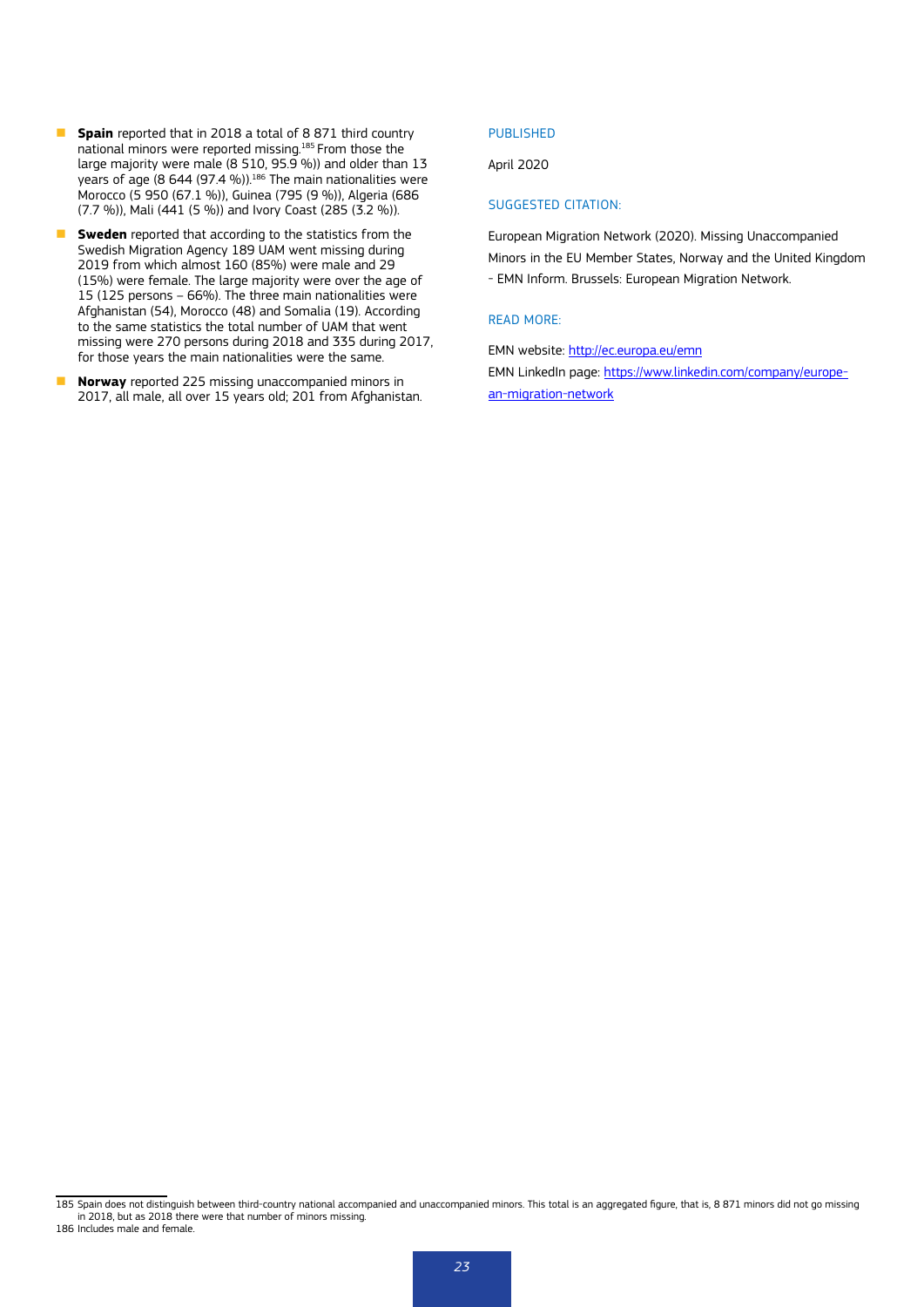- **Spain** reported that in 2018 a total of 8 871 third country national minors were reported missing.[185] From those the large majority were male (8 510, 95.9 %)) and older than 13 years of age (8 644 (97.4 %)).[186] The main nationalities were Morocco (5 950 (67.1 %)), Guinea (795 (9 %)), Algeria (686 (7.7 %)), Mali (441 (5 %)) and Ivory Coast (285 (3.2 %)).
- **Sweden** reported that according to the statistics from the Swedish Migration Agency 189 UAM went missing during 2019 from which almost 160 (85%) were male and 29 (15%) were female. The large majority were over the age of 15 (125 persons – 66%). The three main nationalities were Afghanistan (54), Morocco (48) and Somalia (19). According to the same statistics the total number of UAM that went missing were 270 persons during 2018 and 335 during 2017, for those years the main nationalities were the same.
- **Norway** reported 225 missing unaccompanied minors in 2017, all male, all over 15 years old; 201 from Afghanistan.

PUBLISHED

April 2020

SUGGESTED CITATION:

European Migration Network (2020). Missing Unaccompanied Minors in the EU Member States, Norway and the United Kingdom - EMN Inform. Brussels: European Migration Network.

READ MORE:

EMN website: http://ec.europa.eu/emn

EMN LinkedIn page: https://www.linkedin.com/company/european-migration-network

---

185 Spain does not distinguish between third-country national accompanied and unaccompanied minors. This total is an aggregated figure, that is, 8 871 minors did not go missing in 2018, but as 2018 there were that number of minors missing.

186 Includes male and female.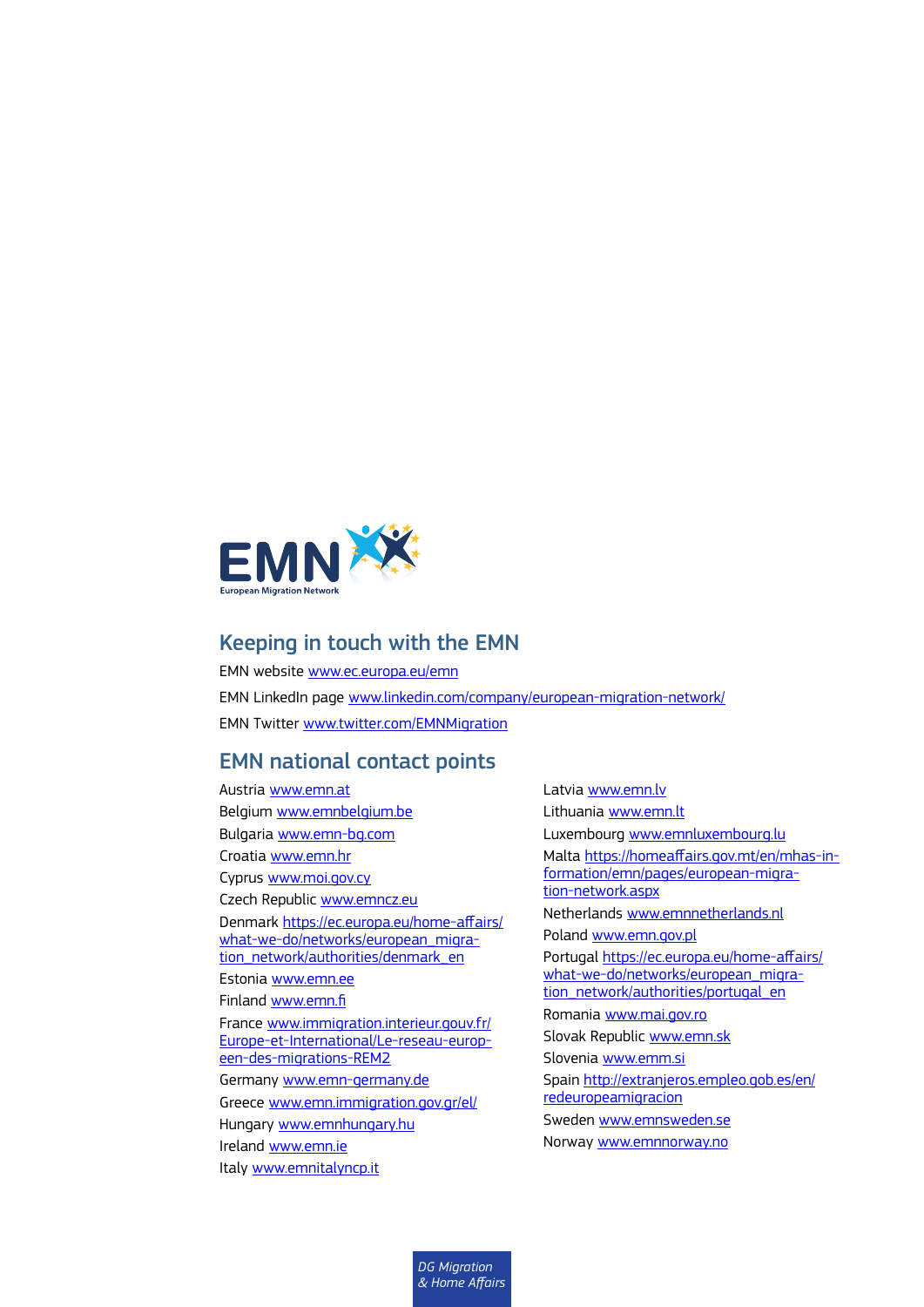EMN

European Migration Network

## Keeping in touch with the EMN

EMN website www.ec.europa.eu/emn

EMN LinkedIn page www.linkedin.com/company/european-migration-network/

EMN Twitter www.twitter.com/EMNMigration

## EMN national contact points

Austria www.emn.at

Belgium www.emnbelgium.be

Bulgaria www.emn-bg.com

Croatia www.emn.hr

Cyprus www.moi.gov.cy

Czech Republic www.emncz.eu

Denmark https://ec.europa.eu/home-affairs/what-we-do/networks/european_migration_network/authorities/denmark_en

Estonia www.emn.ee

Finland www.emn.fi

France www.immigration.interieur.gouv.fr/Europe-et-International/Le-reseau-europeen-des-migrations-REM2

Germany www.emn-germany.de

Greece www.emn.immigration.gov.gr/el/

Hungary www.emnhungary.hu

Ireland www.emn.ie

Italy www.emnitalyncp.it

Latvia www.emn.lv

Lithuania www.emn.lt

Luxembourg www.emnluxembourg.lu

Malta https://homeaffairs.gov.mt/en/mhas-information/emn/pages/european-migration-network.aspx

Netherlands www.emnnetherlands.nl

Poland www.emn.gov.pl

Portugal https://ec.europa.eu/home-affairs/what-we-do/networks/european_migration_network/authorities/portugal_en

Romania www.mai.gov.ro

Slovak Republic www.emn.sk

Slovenia www.emm.si

Spain http://extranjeros.empleo.gob.es/en/redeuropeamigracion

Sweden www.emnsweden.se

Norway www.emnnorway.no

*DG Migration & Home Affairs*